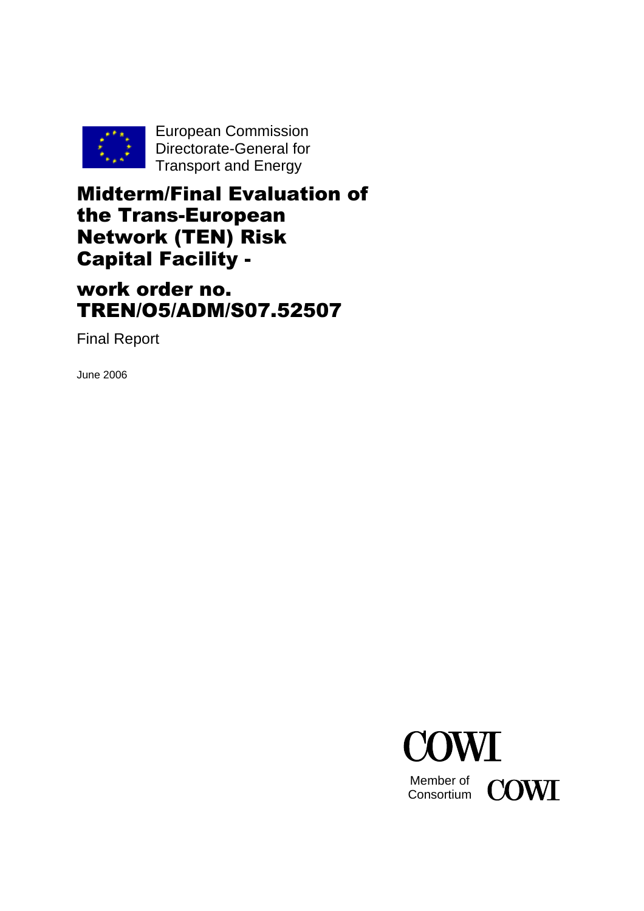European Commission
Directorate-General for
Transport and Energy

# Midterm/Final Evaluation of the Trans-European Network (TEN) Risk Capital Facility -

# work order no. TREN/O5/ADM/S07.52507

Final Report

June 2006

COWI

Member of Consortium COWI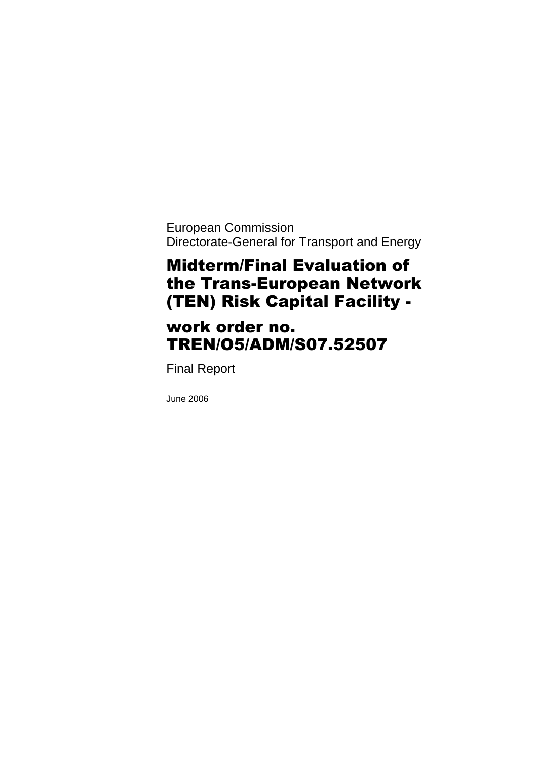European Commission
Directorate-General for Transport and Energy

# Midterm/Final Evaluation of the Trans-European Network (TEN) Risk Capital Facility -

# work order no. TREN/O5/ADM/S07.52507

Final Report

June 2006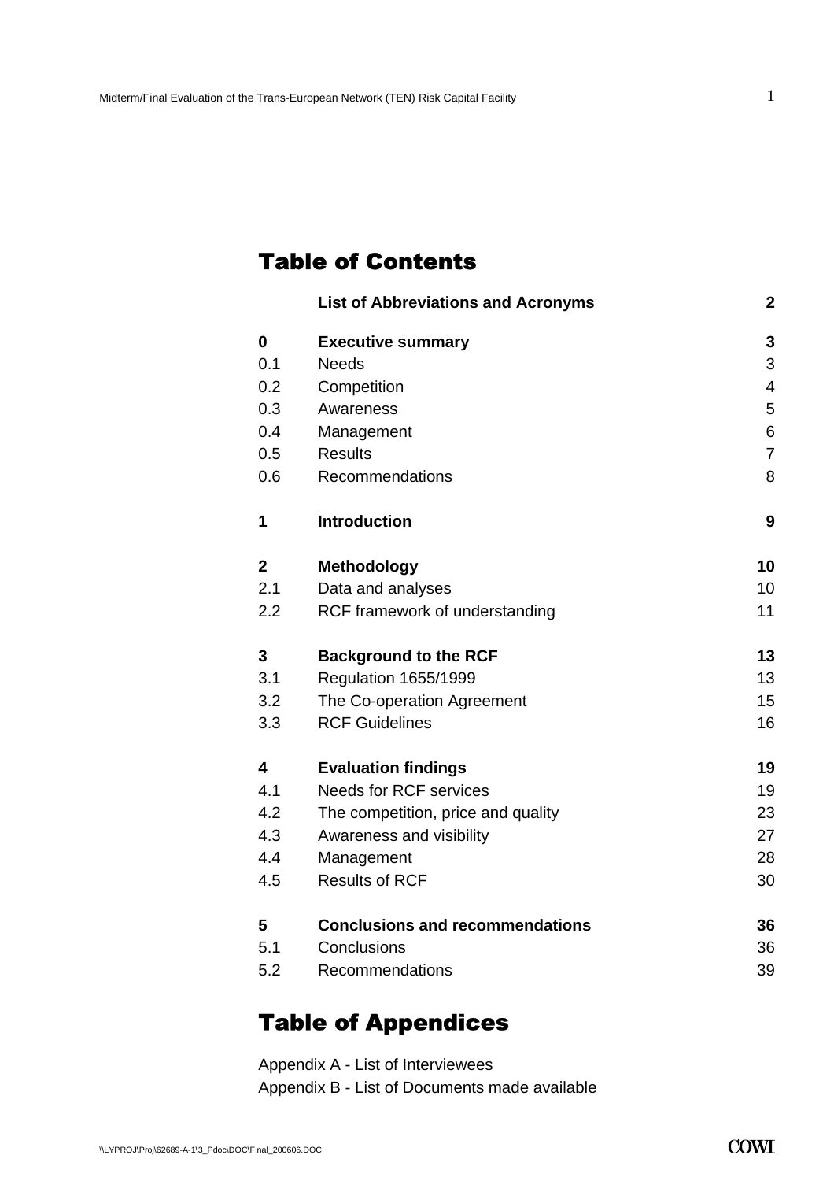# Table of Contents

| | | |
|---|---|---|
| | **List of Abbreviations and Acronyms** | **2** |
| **0** | **Executive summary** | **3** |
| 0.1 | Needs | 3 |
| 0.2 | Competition | 4 |
| 0.3 | Awareness | 5 |
| 0.4 | Management | 6 |
| 0.5 | Results | 7 |
| 0.6 | Recommendations | 8 |
| **1** | **Introduction** | **9** |
| **2** | **Methodology** | **10** |
| 2.1 | Data and analyses | 10 |
| 2.2 | RCF framework of understanding | 11 |
| **3** | **Background to the RCF** | **13** |
| 3.1 | Regulation 1655/1999 | 13 |
| 3.2 | The Co-operation Agreement | 15 |
| 3.3 | RCF Guidelines | 16 |
| **4** | **Evaluation findings** | **19** |
| 4.1 | Needs for RCF services | 19 |
| 4.2 | The competition, price and quality | 23 |
| 4.3 | Awareness and visibility | 27 |
| 4.4 | Management | 28 |
| 4.5 | Results of RCF | 30 |
| **5** | **Conclusions and recommendations** | **36** |
| 5.1 | Conclusions | 36 |
| 5.2 | Recommendations | 39 |

# Table of Appendices

Appendix A - List of Interviewees

Appendix B - List of Documents made available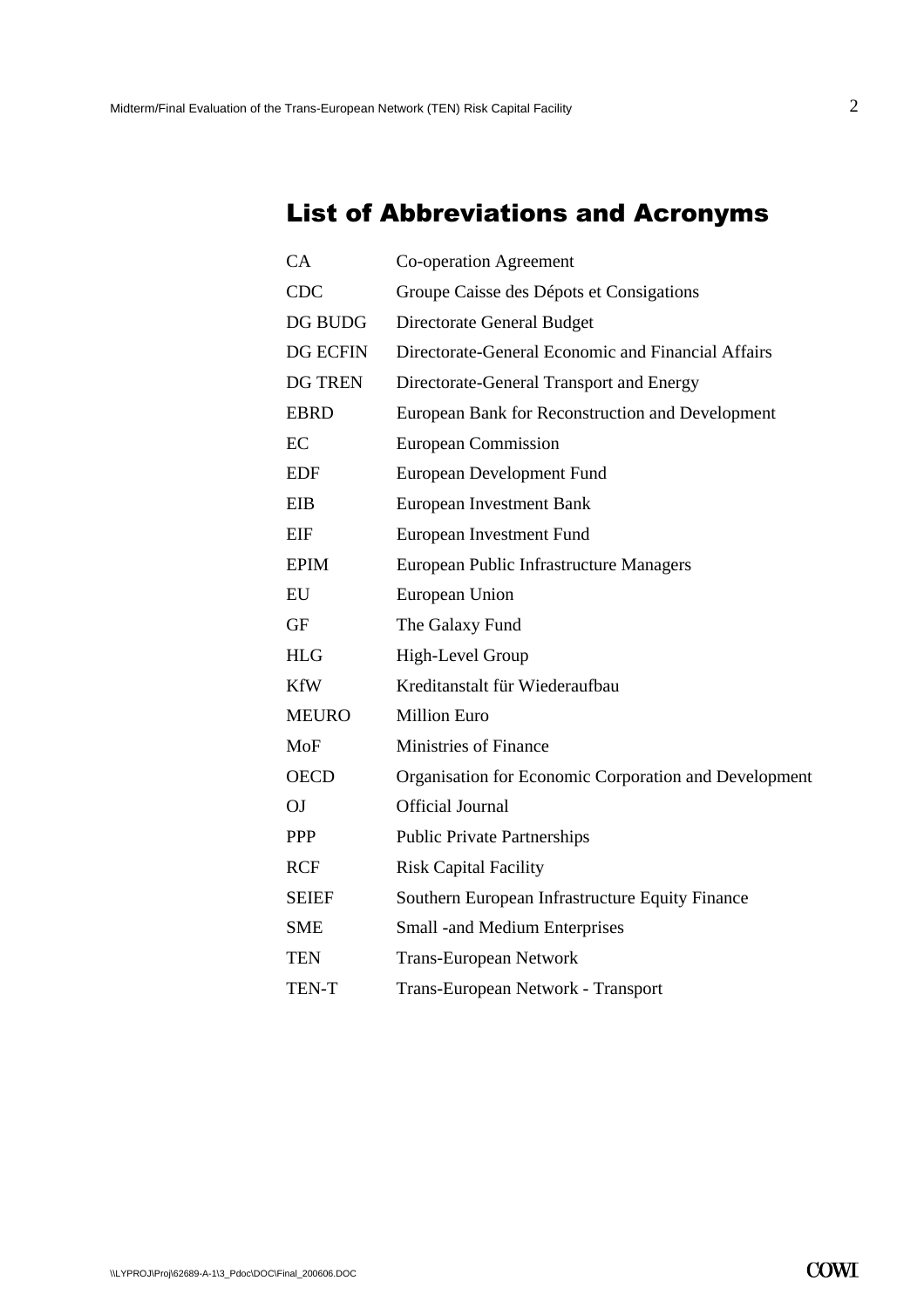# List of Abbreviations and Acronyms

| | |
|---|---|
| CA | Co-operation Agreement |
| CDC | Groupe Caisse des Dépots et Consigations |
| DG BUDG | Directorate General Budget |
| DG ECFIN | Directorate-General Economic and Financial Affairs |
| DG TREN | Directorate-General Transport and Energy |
| EBRD | European Bank for Reconstruction and Development |
| EC | European Commission |
| EDF | European Development Fund |
| EIB | European Investment Bank |
| EIF | European Investment Fund |
| EPIM | European Public Infrastructure Managers |
| EU | European Union |
| GF | The Galaxy Fund |
| HLG | High-Level Group |
| KfW | Kreditanstalt für Wiederaufbau |
| MEURO | Million Euro |
| MoF | Ministries of Finance |
| OECD | Organisation for Economic Corporation and Development |
| OJ | Official Journal |
| PPP | Public Private Partnerships |
| RCF | Risk Capital Facility |
| SEIEF | Southern European Infrastructure Equity Finance |
| SME | Small -and Medium Enterprises |
| TEN | Trans-European Network |
| TEN-T | Trans-European Network - Transport |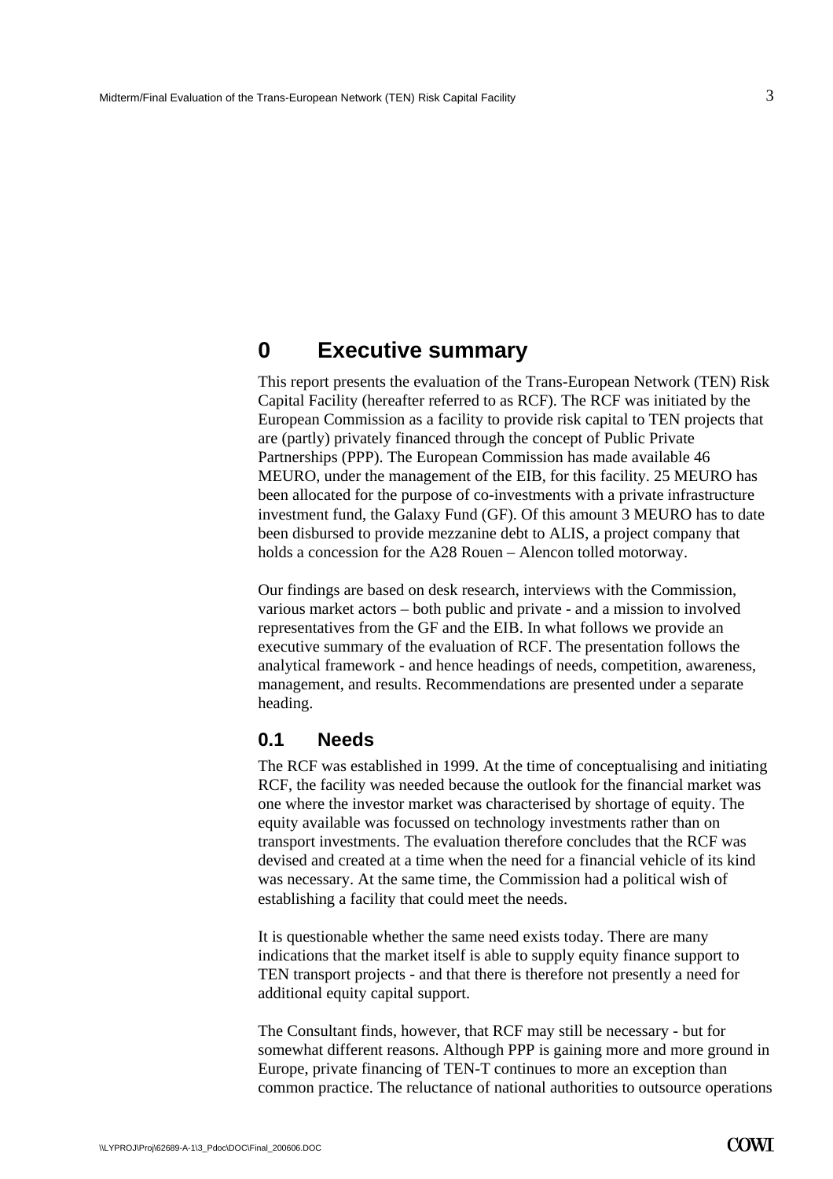# 0 Executive summary

This report presents the evaluation of the Trans-European Network (TEN) Risk Capital Facility (hereafter referred to as RCF). The RCF was initiated by the European Commission as a facility to provide risk capital to TEN projects that are (partly) privately financed through the concept of Public Private Partnerships (PPP). The European Commission has made available 46 MEURO, under the management of the EIB, for this facility. 25 MEURO has been allocated for the purpose of co-investments with a private infrastructure investment fund, the Galaxy Fund (GF). Of this amount 3 MEURO has to date been disbursed to provide mezzanine debt to ALIS, a project company that holds a concession for the A28 Rouen – Alencon tolled motorway.

Our findings are based on desk research, interviews with the Commission, various market actors – both public and private - and a mission to involved representatives from the GF and the EIB. In what follows we provide an executive summary of the evaluation of RCF. The presentation follows the analytical framework - and hence headings of needs, competition, awareness, management, and results. Recommendations are presented under a separate heading.

## 0.1 Needs

The RCF was established in 1999. At the time of conceptualising and initiating RCF, the facility was needed because the outlook for the financial market was one where the investor market was characterised by shortage of equity. The equity available was focussed on technology investments rather than on transport investments. The evaluation therefore concludes that the RCF was devised and created at a time when the need for a financial vehicle of its kind was necessary. At the same time, the Commission had a political wish of establishing a facility that could meet the needs.

It is questionable whether the same need exists today. There are many indications that the market itself is able to supply equity finance support to TEN transport projects - and that there is therefore not presently a need for additional equity capital support.

The Consultant finds, however, that RCF may still be necessary - but for somewhat different reasons. Although PPP is gaining more and more ground in Europe, private financing of TEN-T continues to more an exception than common practice. The reluctance of national authorities to outsource operations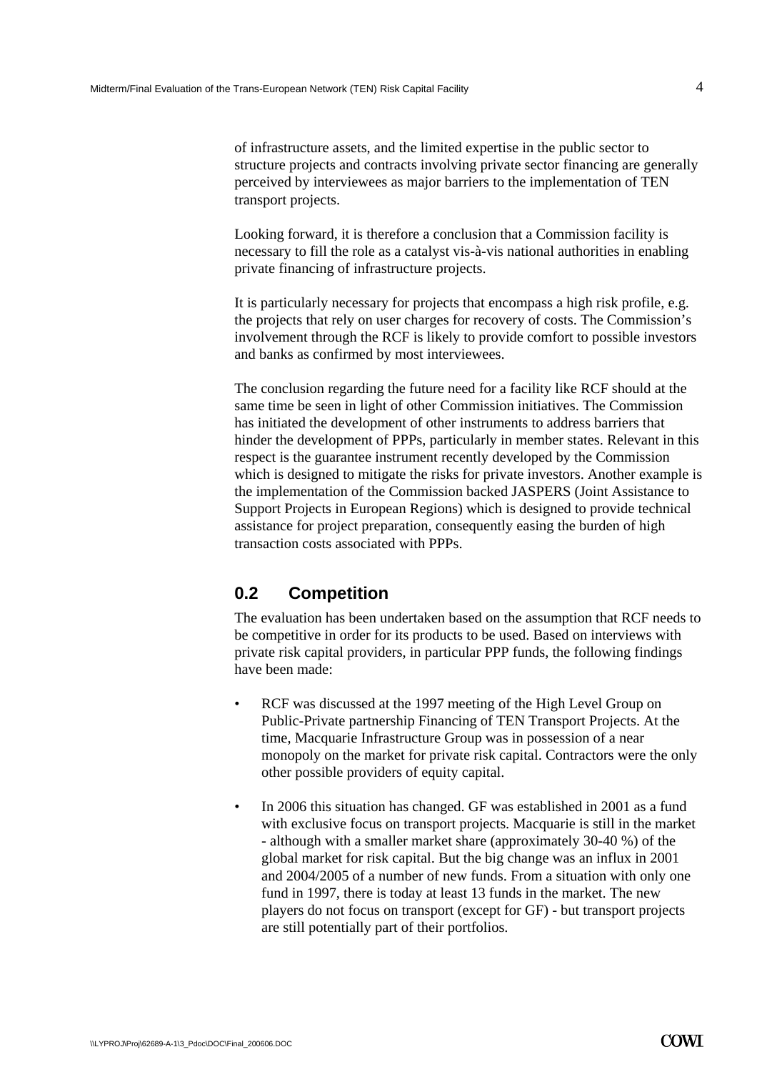of infrastructure assets, and the limited expertise in the public sector to structure projects and contracts involving private sector financing are generally perceived by interviewees as major barriers to the implementation of TEN transport projects.

Looking forward, it is therefore a conclusion that a Commission facility is necessary to fill the role as a catalyst vis-à-vis national authorities in enabling private financing of infrastructure projects.

It is particularly necessary for projects that encompass a high risk profile, e.g. the projects that rely on user charges for recovery of costs. The Commission's involvement through the RCF is likely to provide comfort to possible investors and banks as confirmed by most interviewees.

The conclusion regarding the future need for a facility like RCF should at the same time be seen in light of other Commission initiatives. The Commission has initiated the development of other instruments to address barriers that hinder the development of PPPs, particularly in member states. Relevant in this respect is the guarantee instrument recently developed by the Commission which is designed to mitigate the risks for private investors. Another example is the implementation of the Commission backed JASPERS (Joint Assistance to Support Projects in European Regions) which is designed to provide technical assistance for project preparation, consequently easing the burden of high transaction costs associated with PPPs.

## 0.2 Competition

The evaluation has been undertaken based on the assumption that RCF needs to be competitive in order for its products to be used. Based on interviews with private risk capital providers, in particular PPP funds, the following findings have been made:

- RCF was discussed at the 1997 meeting of the High Level Group on Public-Private partnership Financing of TEN Transport Projects. At the time, Macquarie Infrastructure Group was in possession of a near monopoly on the market for private risk capital. Contractors were the only other possible providers of equity capital.

- In 2006 this situation has changed. GF was established in 2001 as a fund with exclusive focus on transport projects. Macquarie is still in the market - although with a smaller market share (approximately 30-40 %) of the global market for risk capital. But the big change was an influx in 2001 and 2004/2005 of a number of new funds. From a situation with only one fund in 1997, there is today at least 13 funds in the market. The new players do not focus on transport (except for GF) - but transport projects are still potentially part of their portfolios.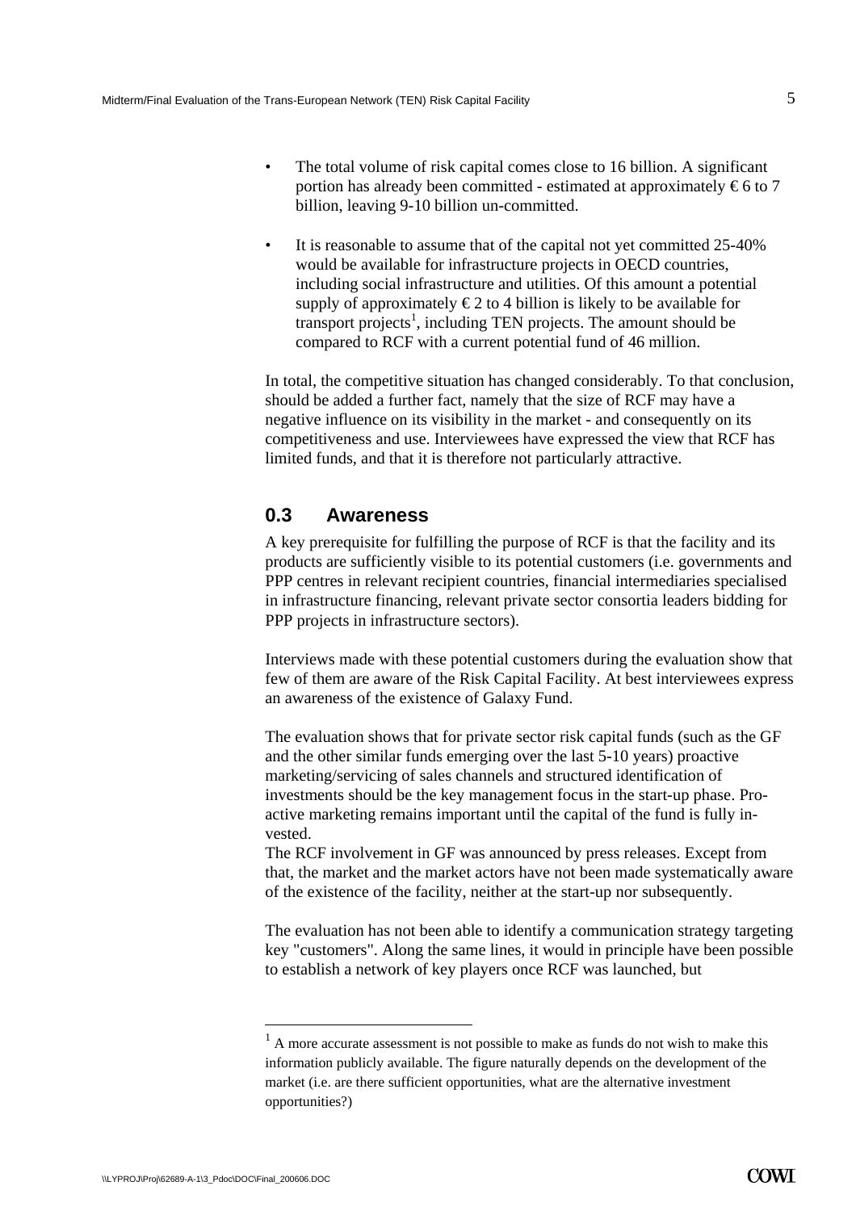- The total volume of risk capital comes close to 16 billion. A significant portion has already been committed - estimated at approximately € 6 to 7 billion, leaving 9-10 billion un-committed.
- It is reasonable to assume that of the capital not yet committed 25-40% would be available for infrastructure projects in OECD countries, including social infrastructure and utilities. Of this amount a potential supply of approximately € 2 to 4 billion is likely to be available for transport projects[1], including TEN projects. The amount should be compared to RCF with a current potential fund of 46 million.

In total, the competitive situation has changed considerably. To that conclusion, should be added a further fact, namely that the size of RCF may have a negative influence on its visibility in the market - and consequently on its competitiveness and use. Interviewees have expressed the view that RCF has limited funds, and that it is therefore not particularly attractive.

## 0.3 Awareness

A key prerequisite for fulfilling the purpose of RCF is that the facility and its products are sufficiently visible to its potential customers (i.e. governments and PPP centres in relevant recipient countries, financial intermediaries specialised in infrastructure financing, relevant private sector consortia leaders bidding for PPP projects in infrastructure sectors).

Interviews made with these potential customers during the evaluation show that few of them are aware of the Risk Capital Facility. At best interviewees express an awareness of the existence of Galaxy Fund.

The evaluation shows that for private sector risk capital funds (such as the GF and the other similar funds emerging over the last 5-10 years) proactive marketing/servicing of sales channels and structured identification of investments should be the key management focus in the start-up phase. Proactive marketing remains important until the capital of the fund is fully invested.
The RCF involvement in GF was announced by press releases. Except from that, the market and the market actors have not been made systematically aware of the existence of the facility, neither at the start-up nor subsequently.

The evaluation has not been able to identify a communication strategy targeting key "customers". Along the same lines, it would in principle have been possible to establish a network of key players once RCF was launched, but

[1] A more accurate assessment is not possible to make as funds do not wish to make this information publicly available. The figure naturally depends on the development of the market (i.e. are there sufficient opportunities, what are the alternative investment opportunities?)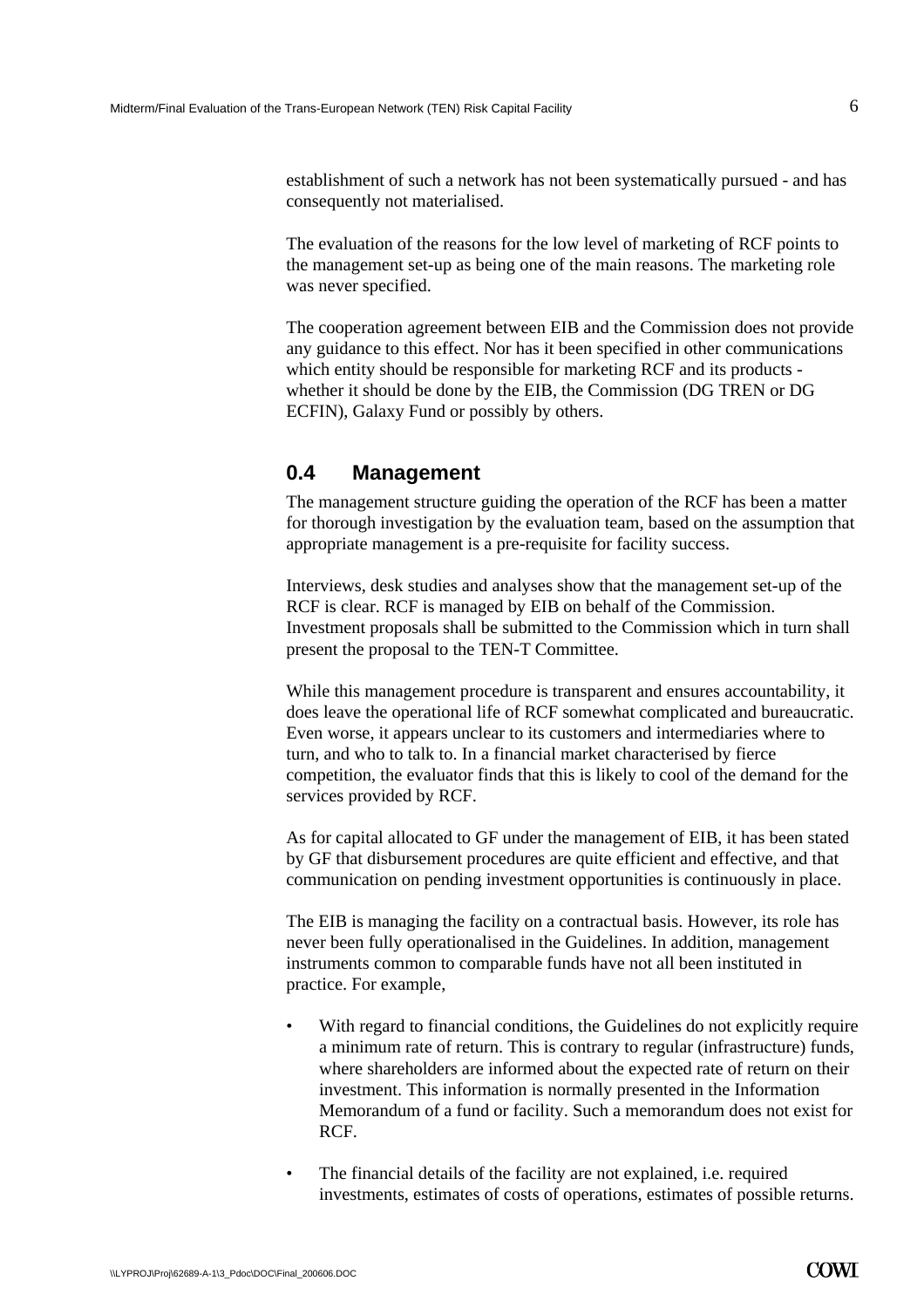establishment of such a network has not been systematically pursued - and has consequently not materialised.

The evaluation of the reasons for the low level of marketing of RCF points to the management set-up as being one of the main reasons. The marketing role was never specified.

The cooperation agreement between EIB and the Commission does not provide any guidance to this effect. Nor has it been specified in other communications which entity should be responsible for marketing RCF and its products - whether it should be done by the EIB, the Commission (DG TREN or DG ECFIN), Galaxy Fund or possibly by others.

## 0.4 Management

The management structure guiding the operation of the RCF has been a matter for thorough investigation by the evaluation team, based on the assumption that appropriate management is a pre-requisite for facility success.

Interviews, desk studies and analyses show that the management set-up of the RCF is clear. RCF is managed by EIB on behalf of the Commission. Investment proposals shall be submitted to the Commission which in turn shall present the proposal to the TEN-T Committee.

While this management procedure is transparent and ensures accountability, it does leave the operational life of RCF somewhat complicated and bureaucratic. Even worse, it appears unclear to its customers and intermediaries where to turn, and who to talk to. In a financial market characterised by fierce competition, the evaluator finds that this is likely to cool of the demand for the services provided by RCF.

As for capital allocated to GF under the management of EIB, it has been stated by GF that disbursement procedures are quite efficient and effective, and that communication on pending investment opportunities is continuously in place.

The EIB is managing the facility on a contractual basis. However, its role has never been fully operationalised in the Guidelines. In addition, management instruments common to comparable funds have not all been instituted in practice. For example,

- With regard to financial conditions, the Guidelines do not explicitly require a minimum rate of return. This is contrary to regular (infrastructure) funds, where shareholders are informed about the expected rate of return on their investment. This information is normally presented in the Information Memorandum of a fund or facility. Such a memorandum does not exist for RCF.
- The financial details of the facility are not explained, i.e. required investments, estimates of costs of operations, estimates of possible returns.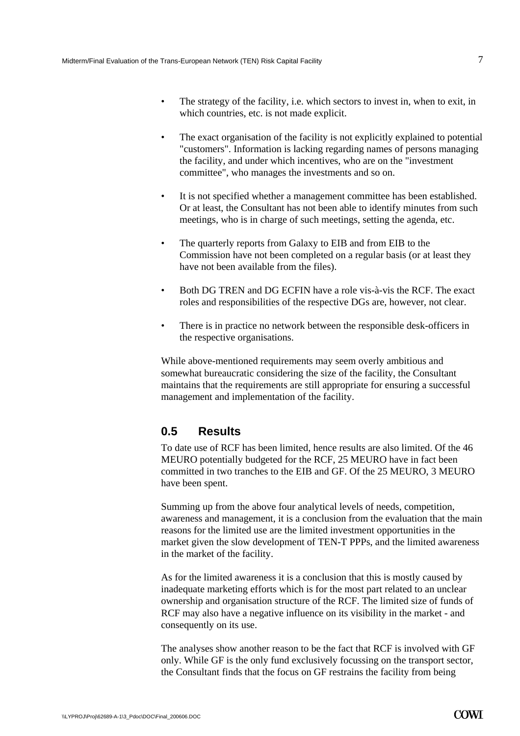- The strategy of the facility, i.e. which sectors to invest in, when to exit, in which countries, etc. is not made explicit.

- The exact organisation of the facility is not explicitly explained to potential "customers". Information is lacking regarding names of persons managing the facility, and under which incentives, who are on the "investment committee", who manages the investments and so on.

- It is not specified whether a management committee has been established. Or at least, the Consultant has not been able to identify minutes from such meetings, who is in charge of such meetings, setting the agenda, etc.

- The quarterly reports from Galaxy to EIB and from EIB to the Commission have not been completed on a regular basis (or at least they have not been available from the files).

- Both DG TREN and DG ECFIN have a role vis-à-vis the RCF. The exact roles and responsibilities of the respective DGs are, however, not clear.

- There is in practice no network between the responsible desk-officers in the respective organisations.

While above-mentioned requirements may seem overly ambitious and somewhat bureaucratic considering the size of the facility, the Consultant maintains that the requirements are still appropriate for ensuring a successful management and implementation of the facility.

## 0.5 Results

To date use of RCF has been limited, hence results are also limited. Of the 46 MEURO potentially budgeted for the RCF, 25 MEURO have in fact been committed in two tranches to the EIB and GF. Of the 25 MEURO, 3 MEURO have been spent.

Summing up from the above four analytical levels of needs, competition, awareness and management, it is a conclusion from the evaluation that the main reasons for the limited use are the limited investment opportunities in the market given the slow development of TEN-T PPPs, and the limited awareness in the market of the facility.

As for the limited awareness it is a conclusion that this is mostly caused by inadequate marketing efforts which is for the most part related to an unclear ownership and organisation structure of the RCF. The limited size of funds of RCF may also have a negative influence on its visibility in the market - and consequently on its use.

The analyses show another reason to be the fact that RCF is involved with GF only. While GF is the only fund exclusively focussing on the transport sector, the Consultant finds that the focus on GF restrains the facility from being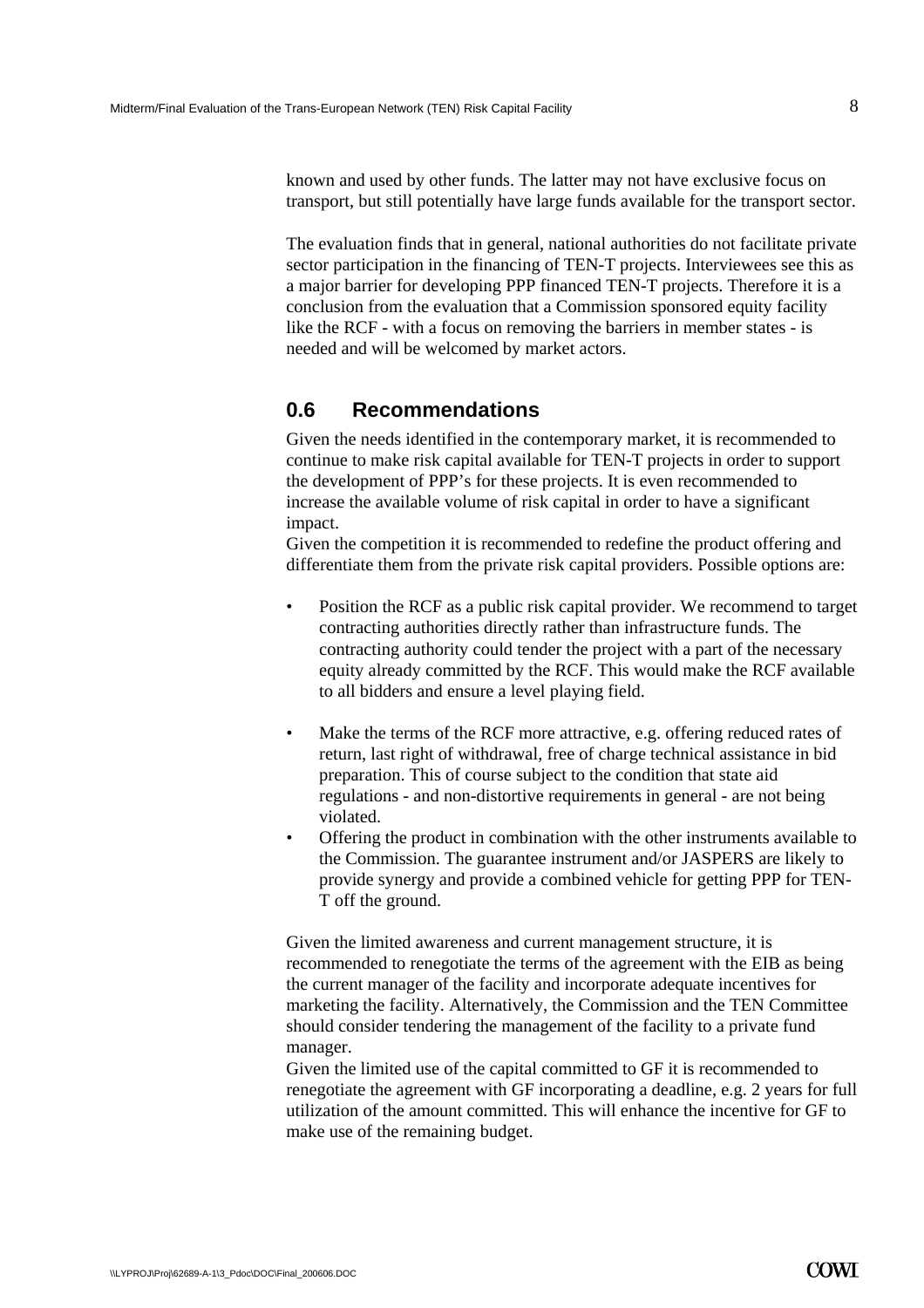known and used by other funds. The latter may not have exclusive focus on transport, but still potentially have large funds available for the transport sector.

The evaluation finds that in general, national authorities do not facilitate private sector participation in the financing of TEN-T projects. Interviewees see this as a major barrier for developing PPP financed TEN-T projects. Therefore it is a conclusion from the evaluation that a Commission sponsored equity facility like the RCF - with a focus on removing the barriers in member states - is needed and will be welcomed by market actors.

## 0.6 Recommendations

Given the needs identified in the contemporary market, it is recommended to continue to make risk capital available for TEN-T projects in order to support the development of PPP's for these projects. It is even recommended to increase the available volume of risk capital in order to have a significant impact.

Given the competition it is recommended to redefine the product offering and differentiate them from the private risk capital providers. Possible options are:

- Position the RCF as a public risk capital provider. We recommend to target contracting authorities directly rather than infrastructure funds. The contracting authority could tender the project with a part of the necessary equity already committed by the RCF. This would make the RCF available to all bidders and ensure a level playing field.

- Make the terms of the RCF more attractive, e.g. offering reduced rates of return, last right of withdrawal, free of charge technical assistance in bid preparation. This of course subject to the condition that state aid regulations - and non-distortive requirements in general - are not being violated.
- Offering the product in combination with the other instruments available to the Commission. The guarantee instrument and/or JASPERS are likely to provide synergy and provide a combined vehicle for getting PPP for TEN-T off the ground.

Given the limited awareness and current management structure, it is recommended to renegotiate the terms of the agreement with the EIB as being the current manager of the facility and incorporate adequate incentives for marketing the facility. Alternatively, the Commission and the TEN Committee should consider tendering the management of the facility to a private fund manager.

Given the limited use of the capital committed to GF it is recommended to renegotiate the agreement with GF incorporating a deadline, e.g. 2 years for full utilization of the amount committed. This will enhance the incentive for GF to make use of the remaining budget.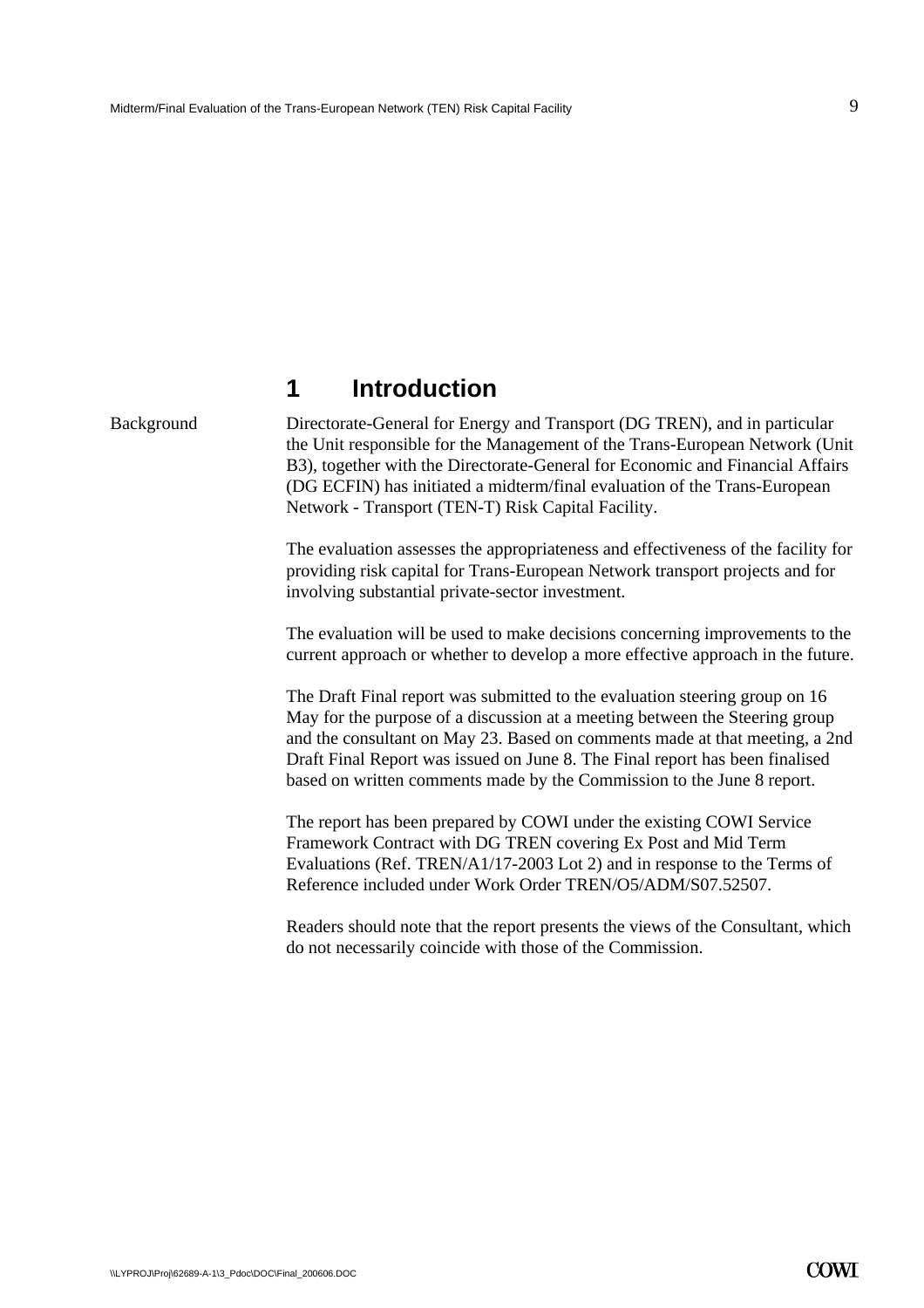# 1 Introduction

Background

Directorate-General for Energy and Transport (DG TREN), and in particular the Unit responsible for the Management of the Trans-European Network (Unit B3), together with the Directorate-General for Economic and Financial Affairs (DG ECFIN) has initiated a midterm/final evaluation of the Trans-European Network - Transport (TEN-T) Risk Capital Facility.

The evaluation assesses the appropriateness and effectiveness of the facility for providing risk capital for Trans-European Network transport projects and for involving substantial private-sector investment.

The evaluation will be used to make decisions concerning improvements to the current approach or whether to develop a more effective approach in the future.

The Draft Final report was submitted to the evaluation steering group on 16 May for the purpose of a discussion at a meeting between the Steering group and the consultant on May 23. Based on comments made at that meeting, a 2nd Draft Final Report was issued on June 8. The Final report has been finalised based on written comments made by the Commission to the June 8 report.

The report has been prepared by COWI under the existing COWI Service Framework Contract with DG TREN covering Ex Post and Mid Term Evaluations (Ref. TREN/A1/17-2003 Lot 2) and in response to the Terms of Reference included under Work Order TREN/O5/ADM/S07.52507.

Readers should note that the report presents the views of the Consultant, which do not necessarily coincide with those of the Commission.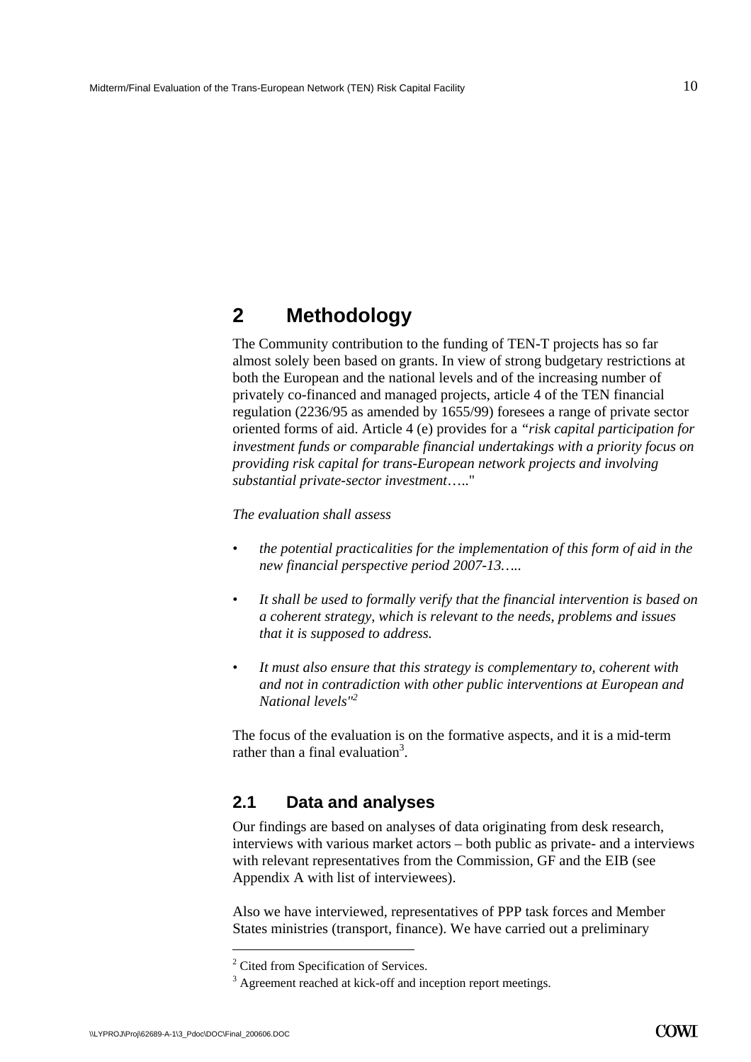# 2 Methodology

The Community contribution to the funding of TEN-T projects has so far almost solely been based on grants. In view of strong budgetary restrictions at both the European and the national levels and of the increasing number of privately co-financed and managed projects, article 4 of the TEN financial regulation (2236/95 as amended by 1655/99) foresees a range of private sector oriented forms of aid. Article 4 (e) provides for a *"risk capital participation for investment funds or comparable financial undertakings with a priority focus on providing risk capital for trans-European network projects and involving substantial private-sector investment…..*"

*The evaluation shall assess*

- *the potential practicalities for the implementation of this form of aid in the new financial perspective period 2007-13…..*
- *It shall be used to formally verify that the financial intervention is based on a coherent strategy, which is relevant to the needs, problems and issues that it is supposed to address.*
- *It must also ensure that this strategy is complementary to, coherent with and not in contradiction with other public interventions at European and National levels"*[2]

The focus of the evaluation is on the formative aspects, and it is a mid-term rather than a final evaluation[3].

## 2.1 Data and analyses

Our findings are based on analyses of data originating from desk research, interviews with various market actors – both public as private- and a interviews with relevant representatives from the Commission, GF and the EIB (see Appendix A with list of interviewees).

Also we have interviewed, representatives of PPP task forces and Member States ministries (transport, finance). We have carried out a preliminary

---

[2] Cited from Specification of Services.

[3] Agreement reached at kick-off and inception report meetings.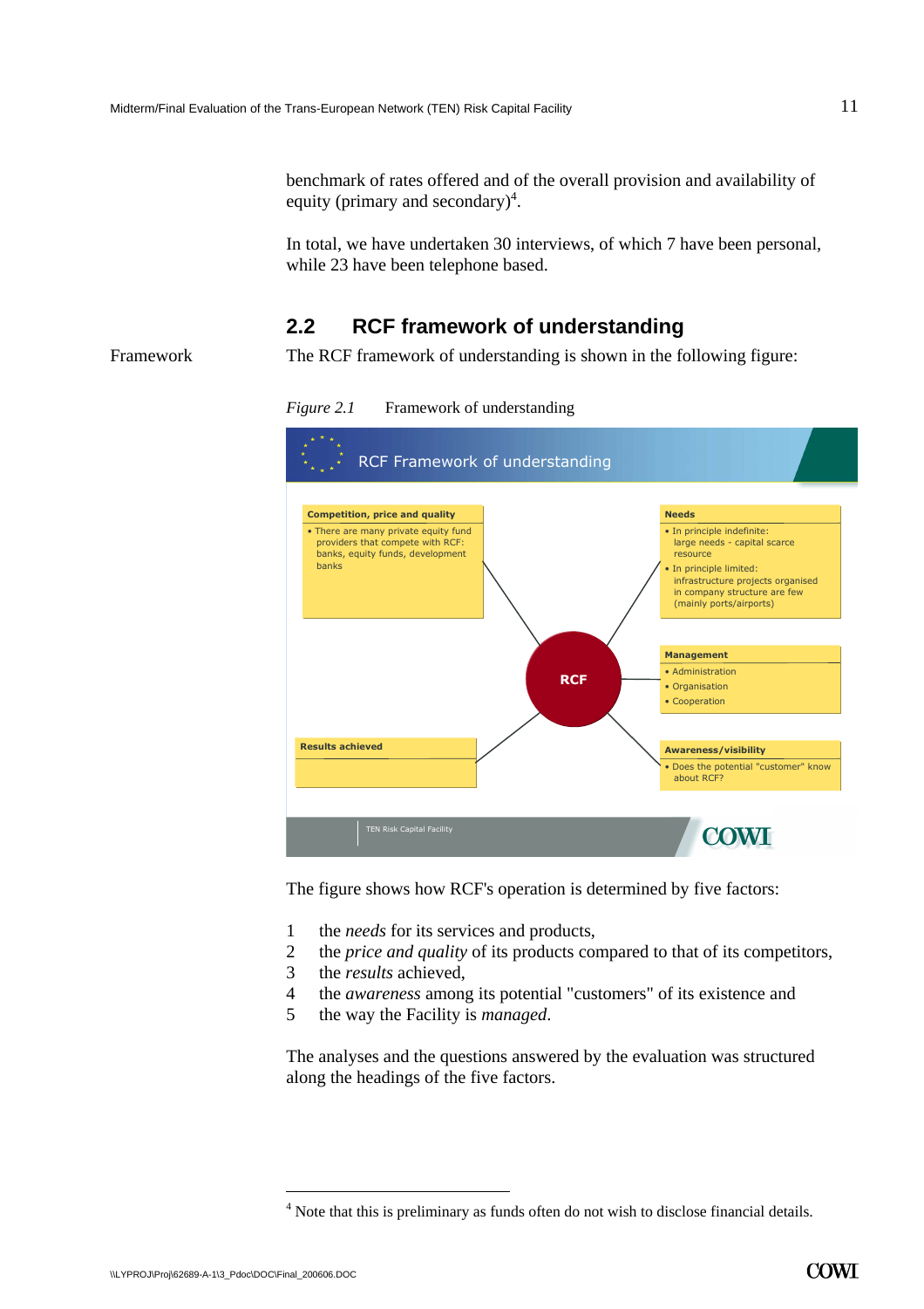benchmark of rates offered and of the overall provision and availability of equity (primary and secondary)[4].

In total, we have undertaken 30 interviews, of which 7 have been personal, while 23 have been telephone based.

## 2.2 RCF framework of understanding

Framework

The RCF framework of understanding is shown in the following figure:

*Figure 2.1* Framework of understanding

RCF Framework of understanding

**Competition, price and quality**
- There are many private equity fund providers that compete with RCF: banks, equity funds, development banks

**Needs**
- In principle indefinite: large needs - capital scarce resource
- In principle limited: infrastructure projects organised in company structure are few (mainly ports/airports)

**RCF**

**Management**
- Administration
- Organisation
- Cooperation

**Results achieved**

**Awareness/visibility**
- Does the potential "customer" know about RCF?

TEN Risk Capital Facility

COWI

The figure shows how RCF's operation is determined by five factors:

1. the *needs* for its services and products,
2. the *price and quality* of its products compared to that of its competitors,
3. the *results* achieved,
4. the *awareness* among its potential "customers" of its existence and
5. the way the Facility is *managed*.

The analyses and the questions answered by the evaluation was structured along the headings of the five factors.

[4] Note that this is preliminary as funds often do not wish to disclose financial details.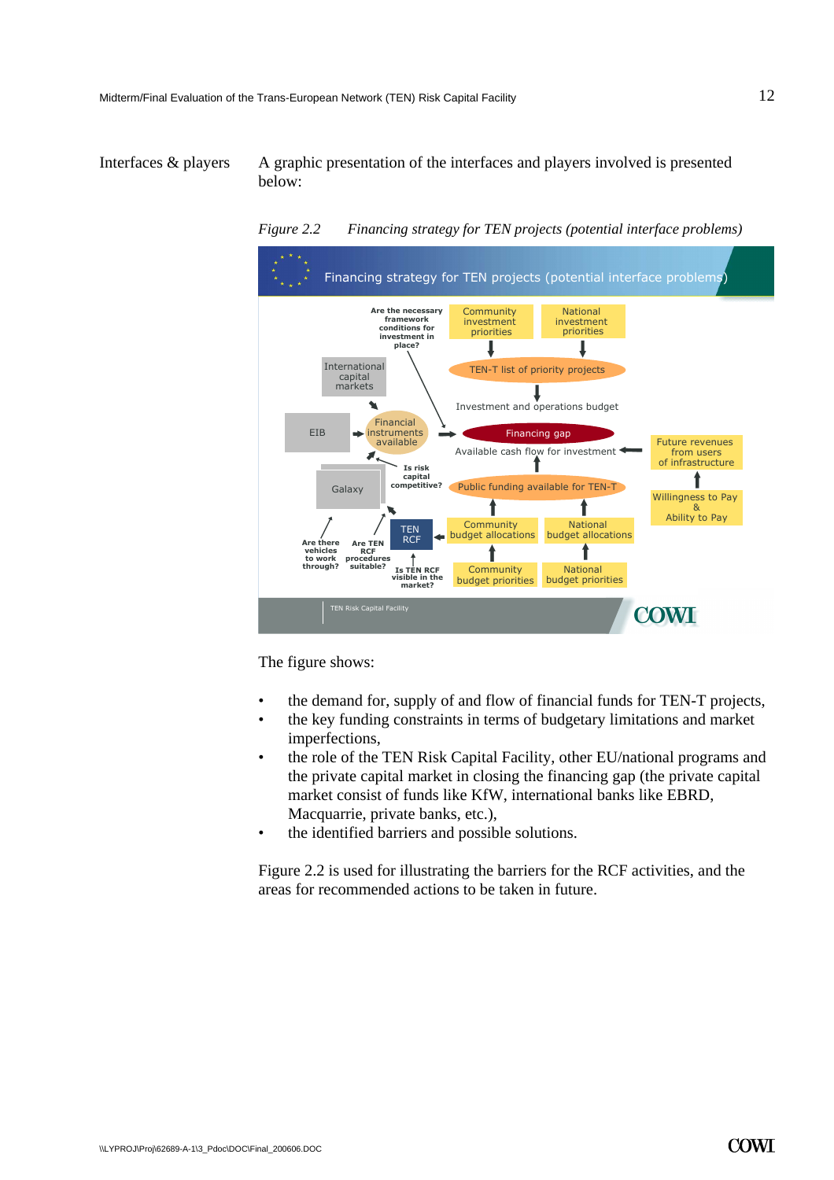Interfaces & players

A graphic presentation of the interfaces and players involved is presented below:

*Figure 2.2 Financing strategy for TEN projects (potential interface problems)*

The figure shows:

- the demand for, supply of and flow of financial funds for TEN-T projects,
- the key funding constraints in terms of budgetary limitations and market imperfections,
- the role of the TEN Risk Capital Facility, other EU/national programs and the private capital market in closing the financing gap (the private capital market consist of funds like KfW, international banks like EBRD, Macquarrie, private banks, etc.),
- the identified barriers and possible solutions.

Figure 2.2 is used for illustrating the barriers for the RCF activities, and the areas for recommended actions to be taken in future.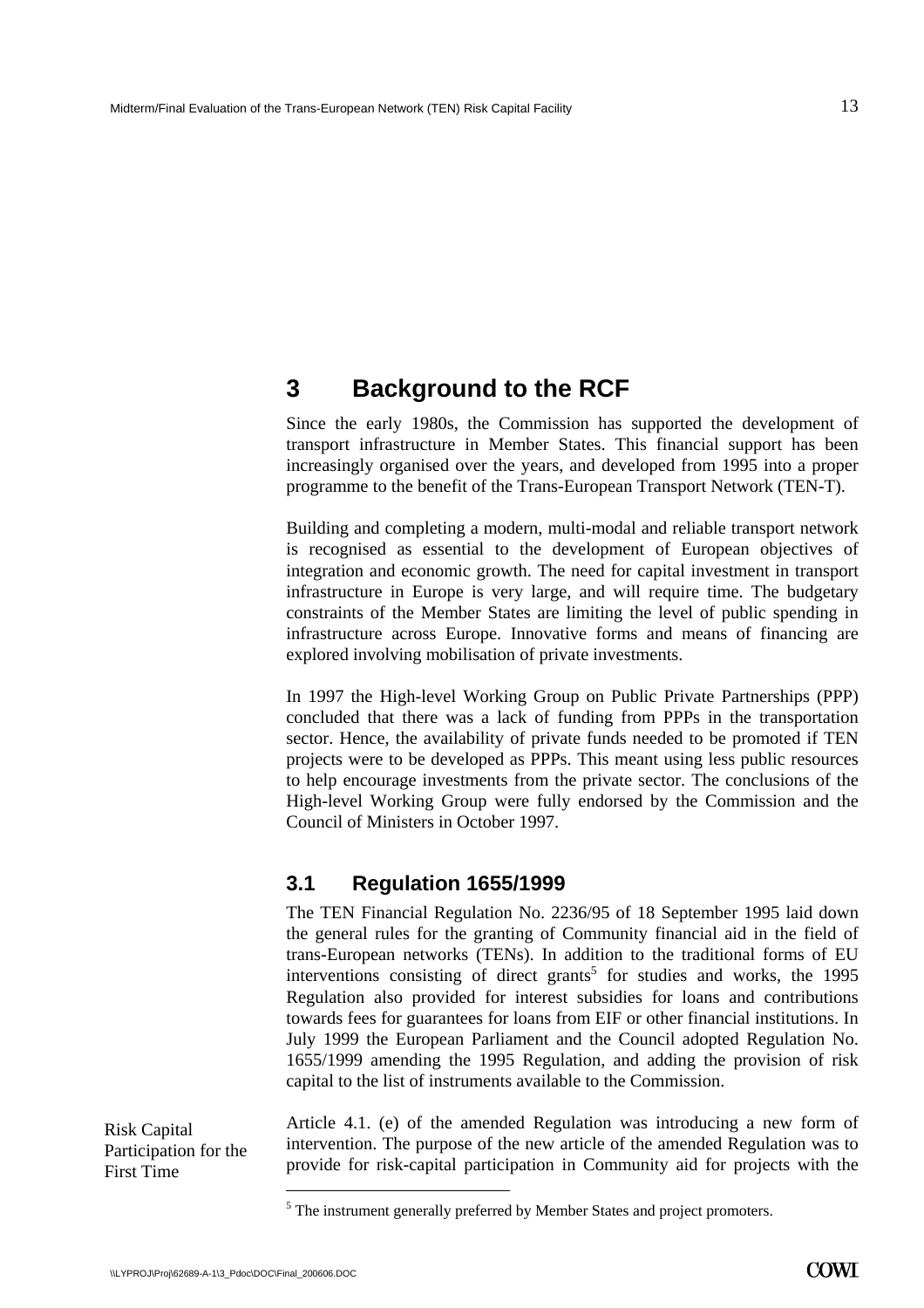# 3 Background to the RCF

Since the early 1980s, the Commission has supported the development of transport infrastructure in Member States. This financial support has been increasingly organised over the years, and developed from 1995 into a proper programme to the benefit of the Trans-European Transport Network (TEN-T).

Building and completing a modern, multi-modal and reliable transport network is recognised as essential to the development of European objectives of integration and economic growth. The need for capital investment in transport infrastructure in Europe is very large, and will require time. The budgetary constraints of the Member States are limiting the level of public spending in infrastructure across Europe. Innovative forms and means of financing are explored involving mobilisation of private investments.

In 1997 the High-level Working Group on Public Private Partnerships (PPP) concluded that there was a lack of funding from PPPs in the transportation sector. Hence, the availability of private funds needed to be promoted if TEN projects were to be developed as PPPs. This meant using less public resources to help encourage investments from the private sector. The conclusions of the High-level Working Group were fully endorsed by the Commission and the Council of Ministers in October 1997.

## 3.1 Regulation 1655/1999

The TEN Financial Regulation No. 2236/95 of 18 September 1995 laid down the general rules for the granting of Community financial aid in the field of trans-European networks (TENs). In addition to the traditional forms of EU interventions consisting of direct grants[5] for studies and works, the 1995 Regulation also provided for interest subsidies for loans and contributions towards fees for guarantees for loans from EIF or other financial institutions. In July 1999 the European Parliament and the Council adopted Regulation No. 1655/1999 amending the 1995 Regulation, and adding the provision of risk capital to the list of instruments available to the Commission.

Risk Capital Participation for the First Time

Article 4.1. (e) of the amended Regulation was introducing a new form of intervention. The purpose of the new article of the amended Regulation was to provide for risk-capital participation in Community aid for projects with the

[5] The instrument generally preferred by Member States and project promoters.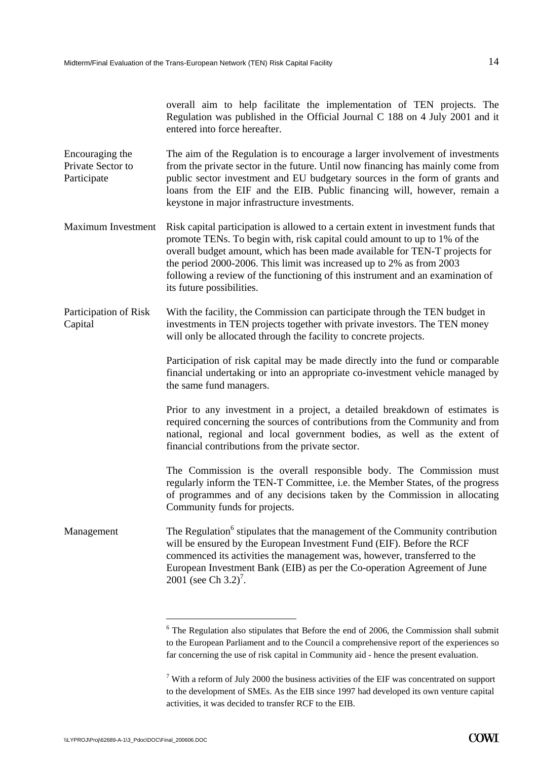overall aim to help facilitate the implementation of TEN projects. The Regulation was published in the Official Journal C 188 on 4 July 2001 and it entered into force hereafter.

**Encouraging the Private Sector to Participate**

The aim of the Regulation is to encourage a larger involvement of investments from the private sector in the future. Until now financing has mainly come from public sector investment and EU budgetary sources in the form of grants and loans from the EIF and the EIB. Public financing will, however, remain a keystone in major infrastructure investments.

**Maximum Investment**

Risk capital participation is allowed to a certain extent in investment funds that promote TENs. To begin with, risk capital could amount to up to 1% of the overall budget amount, which has been made available for TEN-T projects for the period 2000-2006. This limit was increased up to 2% as from 2003 following a review of the functioning of this instrument and an examination of its future possibilities.

**Participation of Risk Capital**

With the facility, the Commission can participate through the TEN budget in investments in TEN projects together with private investors. The TEN money will only be allocated through the facility to concrete projects.

Participation of risk capital may be made directly into the fund or comparable financial undertaking or into an appropriate co-investment vehicle managed by the same fund managers.

Prior to any investment in a project, a detailed breakdown of estimates is required concerning the sources of contributions from the Community and from national, regional and local government bodies, as well as the extent of financial contributions from the private sector.

The Commission is the overall responsible body. The Commission must regularly inform the TEN-T Committee, i.e. the Member States, of the progress of programmes and of any decisions taken by the Commission in allocating Community funds for projects.

**Management**

The Regulation[6] stipulates that the management of the Community contribution will be ensured by the European Investment Fund (EIF). Before the RCF commenced its activities the management was, however, transferred to the European Investment Bank (EIB) as per the Co-operation Agreement of June 2001 (see Ch 3.2)[7].

---

[6] The Regulation also stipulates that Before the end of 2006, the Commission shall submit to the European Parliament and to the Council a comprehensive report of the experiences so far concerning the use of risk capital in Community aid - hence the present evaluation.

[7] With a reform of July 2000 the business activities of the EIF was concentrated on support to the development of SMEs. As the EIB since 1997 had developed its own venture capital activities, it was decided to transfer RCF to the EIB.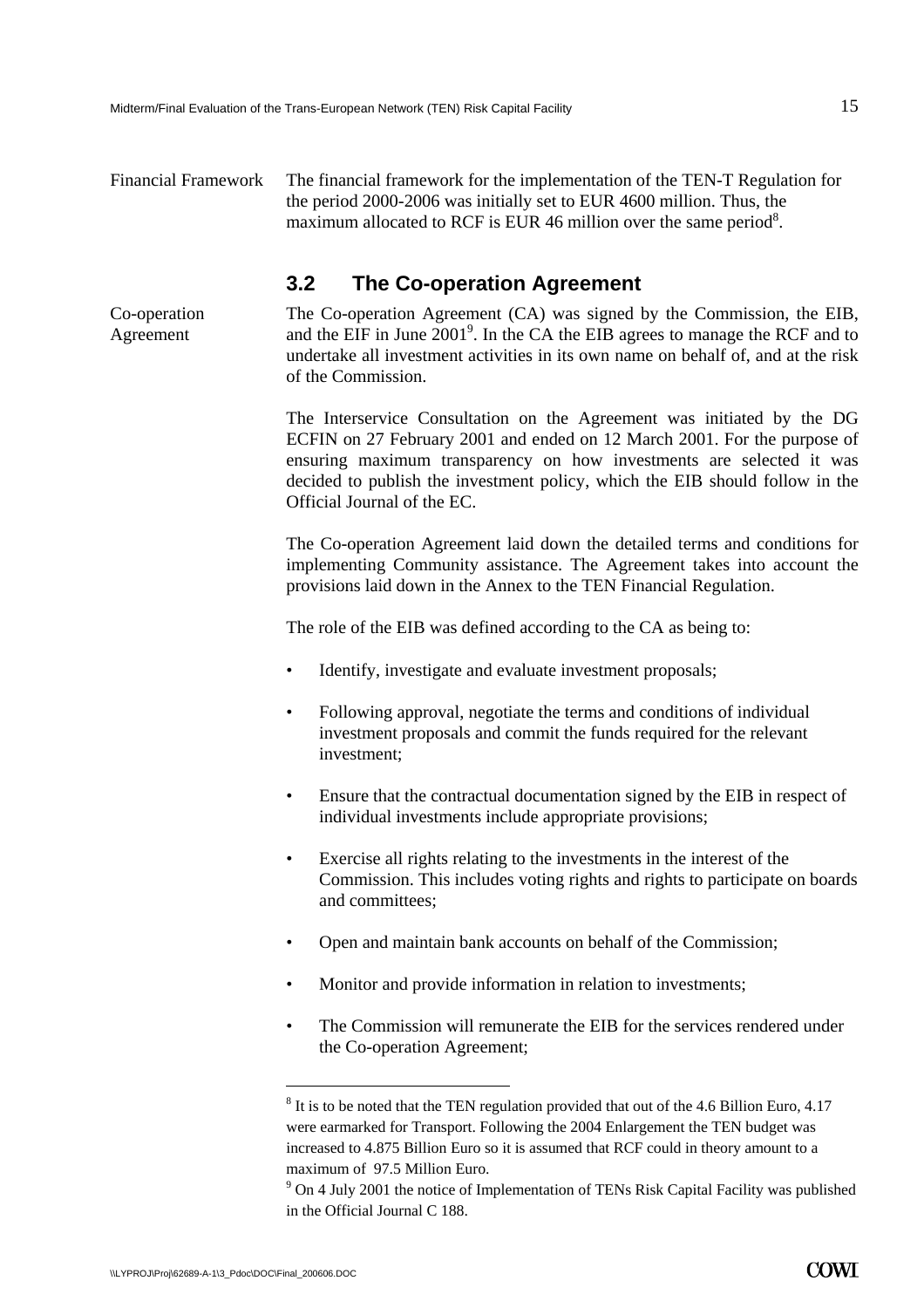Financial Framework

The financial framework for the implementation of the TEN-T Regulation for the period 2000-2006 was initially set to EUR 4600 million. Thus, the maximum allocated to RCF is EUR 46 million over the same period[8].

## 3.2 The Co-operation Agreement

Co-operation Agreement

The Co-operation Agreement (CA) was signed by the Commission, the EIB, and the EIF in June 2001[9]. In the CA the EIB agrees to manage the RCF and to undertake all investment activities in its own name on behalf of, and at the risk of the Commission.

The Interservice Consultation on the Agreement was initiated by the DG ECFIN on 27 February 2001 and ended on 12 March 2001. For the purpose of ensuring maximum transparency on how investments are selected it was decided to publish the investment policy, which the EIB should follow in the Official Journal of the EC.

The Co-operation Agreement laid down the detailed terms and conditions for implementing Community assistance. The Agreement takes into account the provisions laid down in the Annex to the TEN Financial Regulation.

The role of the EIB was defined according to the CA as being to:

- Identify, investigate and evaluate investment proposals;
- Following approval, negotiate the terms and conditions of individual investment proposals and commit the funds required for the relevant investment;
- Ensure that the contractual documentation signed by the EIB in respect of individual investments include appropriate provisions;
- Exercise all rights relating to the investments in the interest of the Commission. This includes voting rights and rights to participate on boards and committees;
- Open and maintain bank accounts on behalf of the Commission;
- Monitor and provide information in relation to investments;
- The Commission will remunerate the EIB for the services rendered under the Co-operation Agreement;

---

[8] It is to be noted that the TEN regulation provided that out of the 4.6 Billion Euro, 4.17 were earmarked for Transport. Following the 2004 Enlargement the TEN budget was increased to 4.875 Billion Euro so it is assumed that RCF could in theory amount to a maximum of 97.5 Million Euro.

[9] On 4 July 2001 the notice of Implementation of TENs Risk Capital Facility was published in the Official Journal C 188.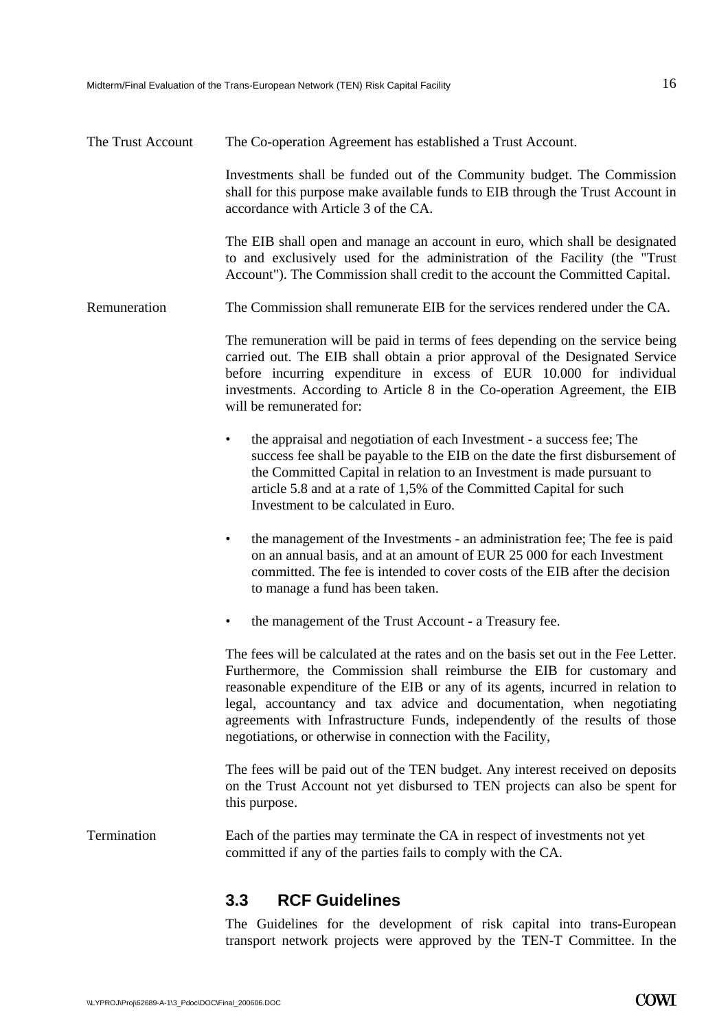**The Trust Account**

The Co-operation Agreement has established a Trust Account.

Investments shall be funded out of the Community budget. The Commission shall for this purpose make available funds to EIB through the Trust Account in accordance with Article 3 of the CA.

The EIB shall open and manage an account in euro, which shall be designated to and exclusively used for the administration of the Facility (the "Trust Account"). The Commission shall credit to the account the Committed Capital.

**Remuneration**

The Commission shall remunerate EIB for the services rendered under the CA.

The remuneration will be paid in terms of fees depending on the service being carried out. The EIB shall obtain a prior approval of the Designated Service before incurring expenditure in excess of EUR 10.000 for individual investments. According to Article 8 in the Co-operation Agreement, the EIB will be remunerated for:

- the appraisal and negotiation of each Investment - a success fee; The success fee shall be payable to the EIB on the date the first disbursement of the Committed Capital in relation to an Investment is made pursuant to article 5.8 and at a rate of 1,5% of the Committed Capital for such Investment to be calculated in Euro.
- the management of the Investments - an administration fee; The fee is paid on an annual basis, and at an amount of EUR 25 000 for each Investment committed. The fee is intended to cover costs of the EIB after the decision to manage a fund has been taken.
- the management of the Trust Account - a Treasury fee.

The fees will be calculated at the rates and on the basis set out in the Fee Letter. Furthermore, the Commission shall reimburse the EIB for customary and reasonable expenditure of the EIB or any of its agents, incurred in relation to legal, accountancy and tax advice and documentation, when negotiating agreements with Infrastructure Funds, independently of the results of those negotiations, or otherwise in connection with the Facility,

The fees will be paid out of the TEN budget. Any interest received on deposits on the Trust Account not yet disbursed to TEN projects can also be spent for this purpose.

**Termination**

Each of the parties may terminate the CA in respect of investments not yet committed if any of the parties fails to comply with the CA.

## 3.3 RCF Guidelines

The Guidelines for the development of risk capital into trans-European transport network projects were approved by the TEN-T Committee. In the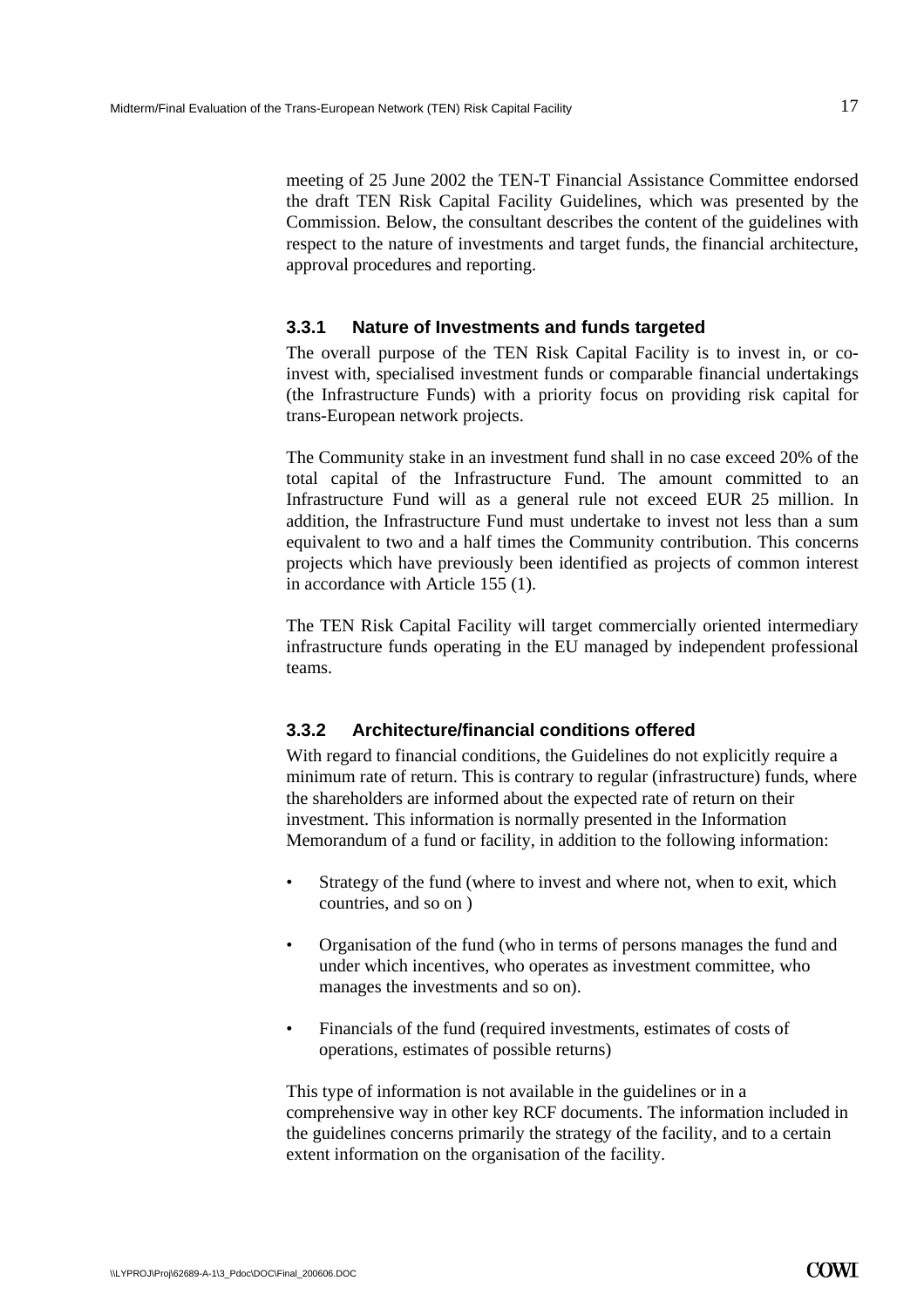meeting of 25 June 2002 the TEN-T Financial Assistance Committee endorsed the draft TEN Risk Capital Facility Guidelines, which was presented by the Commission. Below, the consultant describes the content of the guidelines with respect to the nature of investments and target funds, the financial architecture, approval procedures and reporting.

### 3.3.1 Nature of Investments and funds targeted

The overall purpose of the TEN Risk Capital Facility is to invest in, or co-invest with, specialised investment funds or comparable financial undertakings (the Infrastructure Funds) with a priority focus on providing risk capital for trans-European network projects.

The Community stake in an investment fund shall in no case exceed 20% of the total capital of the Infrastructure Fund. The amount committed to an Infrastructure Fund will as a general rule not exceed EUR 25 million. In addition, the Infrastructure Fund must undertake to invest not less than a sum equivalent to two and a half times the Community contribution. This concerns projects which have previously been identified as projects of common interest in accordance with Article 155 (1).

The TEN Risk Capital Facility will target commercially oriented intermediary infrastructure funds operating in the EU managed by independent professional teams.

### 3.3.2 Architecture/financial conditions offered

With regard to financial conditions, the Guidelines do not explicitly require a minimum rate of return. This is contrary to regular (infrastructure) funds, where the shareholders are informed about the expected rate of return on their investment. This information is normally presented in the Information Memorandum of a fund or facility, in addition to the following information:

- Strategy of the fund (where to invest and where not, when to exit, which countries, and so on )
- Organisation of the fund (who in terms of persons manages the fund and under which incentives, who operates as investment committee, who manages the investments and so on).
- Financials of the fund (required investments, estimates of costs of operations, estimates of possible returns)

This type of information is not available in the guidelines or in a comprehensive way in other key RCF documents. The information included in the guidelines concerns primarily the strategy of the facility, and to a certain extent information on the organisation of the facility.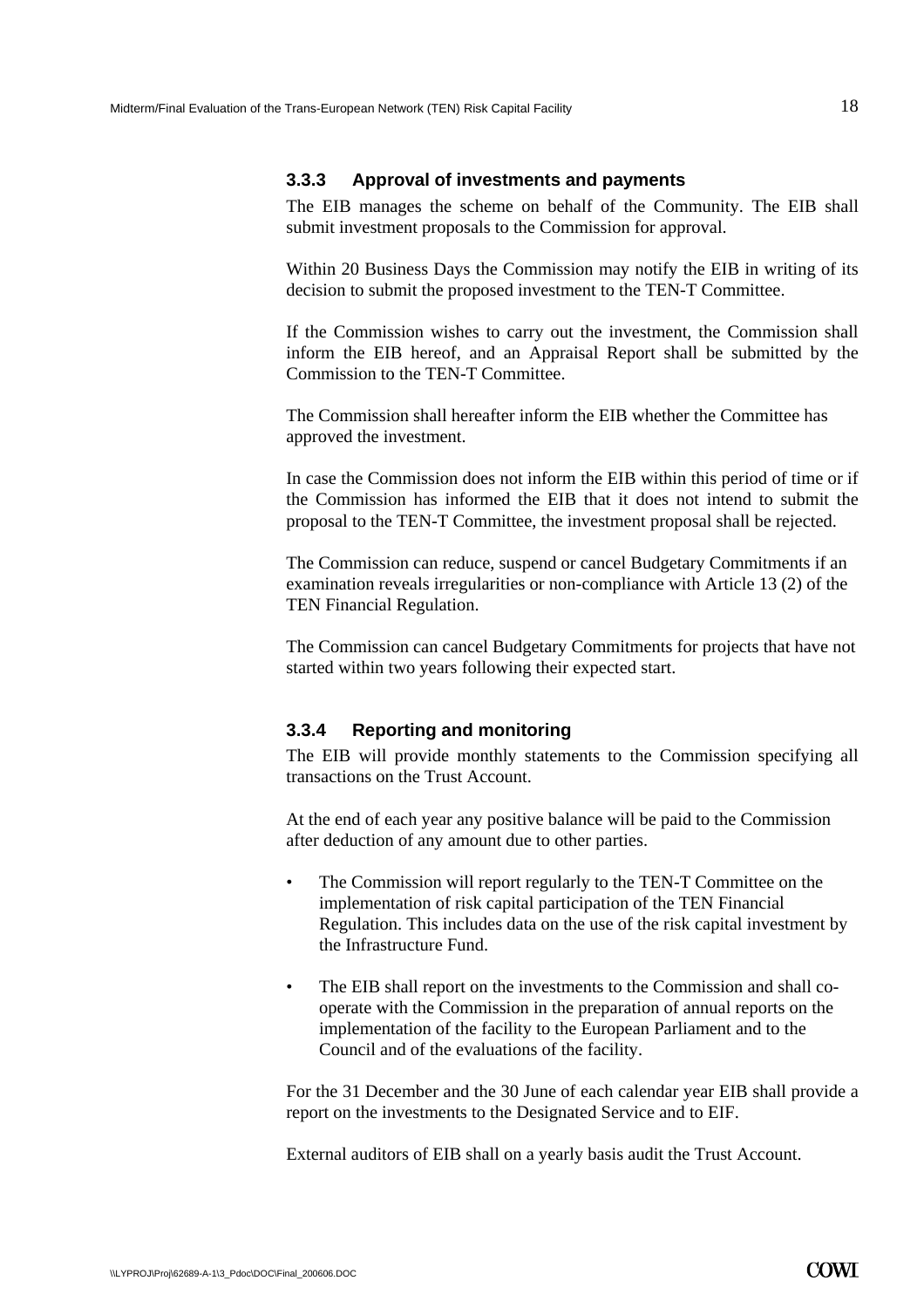### 3.3.3 Approval of investments and payments

The EIB manages the scheme on behalf of the Community. The EIB shall submit investment proposals to the Commission for approval.

Within 20 Business Days the Commission may notify the EIB in writing of its decision to submit the proposed investment to the TEN-T Committee.

If the Commission wishes to carry out the investment, the Commission shall inform the EIB hereof, and an Appraisal Report shall be submitted by the Commission to the TEN-T Committee.

The Commission shall hereafter inform the EIB whether the Committee has approved the investment.

In case the Commission does not inform the EIB within this period of time or if the Commission has informed the EIB that it does not intend to submit the proposal to the TEN-T Committee, the investment proposal shall be rejected.

The Commission can reduce, suspend or cancel Budgetary Commitments if an examination reveals irregularities or non-compliance with Article 13 (2) of the TEN Financial Regulation.

The Commission can cancel Budgetary Commitments for projects that have not started within two years following their expected start.

### 3.3.4 Reporting and monitoring

The EIB will provide monthly statements to the Commission specifying all transactions on the Trust Account.

At the end of each year any positive balance will be paid to the Commission after deduction of any amount due to other parties.

- The Commission will report regularly to the TEN-T Committee on the implementation of risk capital participation of the TEN Financial Regulation. This includes data on the use of the risk capital investment by the Infrastructure Fund.

- The EIB shall report on the investments to the Commission and shall co-operate with the Commission in the preparation of annual reports on the implementation of the facility to the European Parliament and to the Council and of the evaluations of the facility.

For the 31 December and the 30 June of each calendar year EIB shall provide a report on the investments to the Designated Service and to EIF.

External auditors of EIB shall on a yearly basis audit the Trust Account.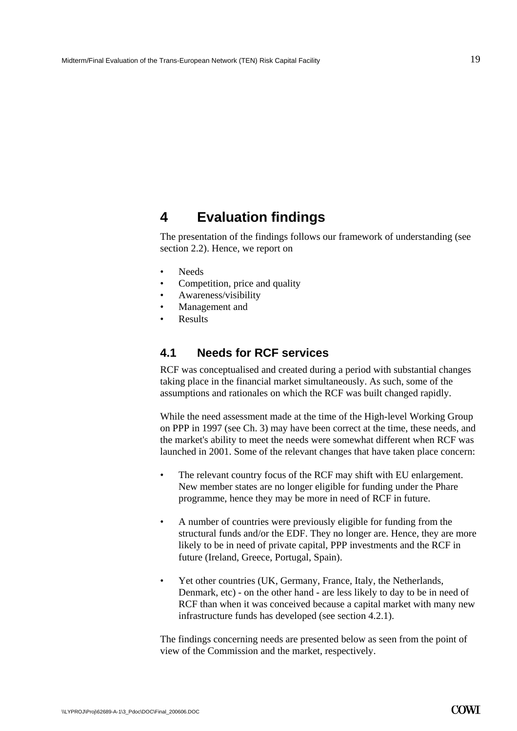# 4 Evaluation findings

The presentation of the findings follows our framework of understanding (see section 2.2). Hence, we report on

- Needs
- Competition, price and quality
- Awareness/visibility
- Management and
- Results

## 4.1 Needs for RCF services

RCF was conceptualised and created during a period with substantial changes taking place in the financial market simultaneously. As such, some of the assumptions and rationales on which the RCF was built changed rapidly.

While the need assessment made at the time of the High-level Working Group on PPP in 1997 (see Ch. 3) may have been correct at the time, these needs, and the market's ability to meet the needs were somewhat different when RCF was launched in 2001. Some of the relevant changes that have taken place concern:

- The relevant country focus of the RCF may shift with EU enlargement. New member states are no longer eligible for funding under the Phare programme, hence they may be more in need of RCF in future.

- A number of countries were previously eligible for funding from the structural funds and/or the EDF. They no longer are. Hence, they are more likely to be in need of private capital, PPP investments and the RCF in future (Ireland, Greece, Portugal, Spain).

- Yet other countries (UK, Germany, France, Italy, the Netherlands, Denmark, etc) - on the other hand - are less likely to day to be in need of RCF than when it was conceived because a capital market with many new infrastructure funds has developed (see section 4.2.1).

The findings concerning needs are presented below as seen from the point of view of the Commission and the market, respectively.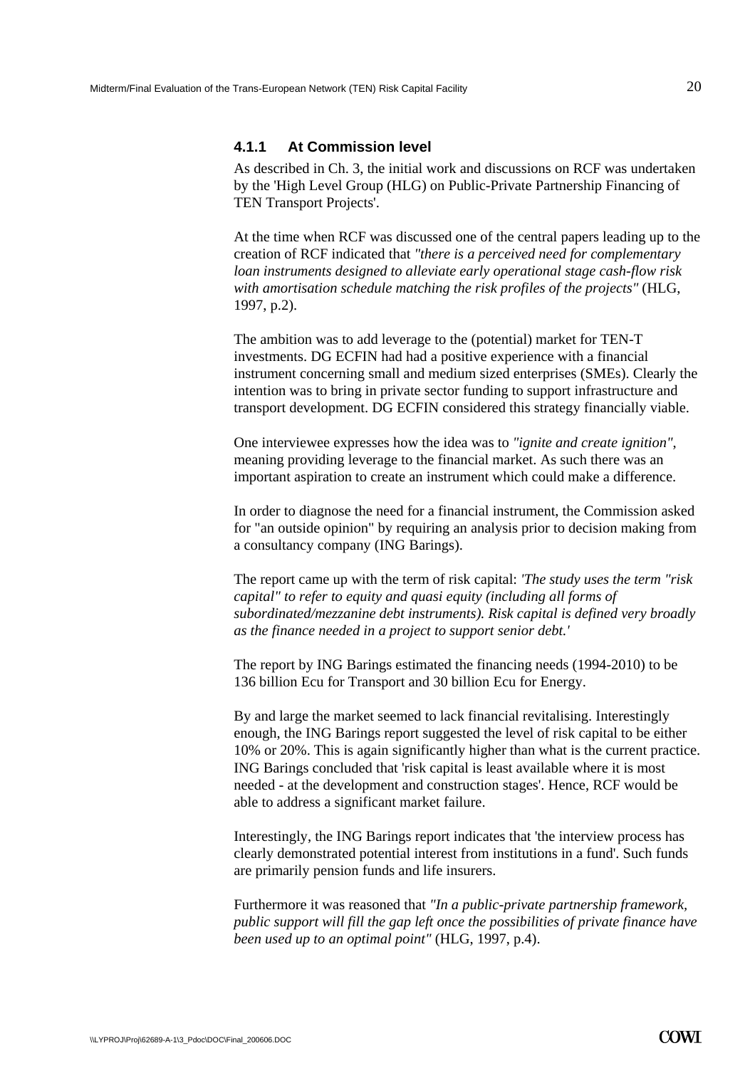### 4.1.1 At Commission level

As described in Ch. 3, the initial work and discussions on RCF was undertaken by the 'High Level Group (HLG) on Public-Private Partnership Financing of TEN Transport Projects'.

At the time when RCF was discussed one of the central papers leading up to the creation of RCF indicated that *"there is a perceived need for complementary loan instruments designed to alleviate early operational stage cash-flow risk with amortisation schedule matching the risk profiles of the projects"* (HLG, 1997, p.2).

The ambition was to add leverage to the (potential) market for TEN-T investments. DG ECFIN had had a positive experience with a financial instrument concerning small and medium sized enterprises (SMEs). Clearly the intention was to bring in private sector funding to support infrastructure and transport development. DG ECFIN considered this strategy financially viable.

One interviewee expresses how the idea was to *"ignite and create ignition"*, meaning providing leverage to the financial market. As such there was an important aspiration to create an instrument which could make a difference.

In order to diagnose the need for a financial instrument, the Commission asked for "an outside opinion" by requiring an analysis prior to decision making from a consultancy company (ING Barings).

The report came up with the term of risk capital: *'The study uses the term "risk capital" to refer to equity and quasi equity (including all forms of subordinated/mezzanine debt instruments). Risk capital is defined very broadly as the finance needed in a project to support senior debt.'*

The report by ING Barings estimated the financing needs (1994-2010) to be 136 billion Ecu for Transport and 30 billion Ecu for Energy.

By and large the market seemed to lack financial revitalising. Interestingly enough, the ING Barings report suggested the level of risk capital to be either 10% or 20%. This is again significantly higher than what is the current practice. ING Barings concluded that 'risk capital is least available where it is most needed - at the development and construction stages'. Hence, RCF would be able to address a significant market failure.

Interestingly, the ING Barings report indicates that 'the interview process has clearly demonstrated potential interest from institutions in a fund'. Such funds are primarily pension funds and life insurers.

Furthermore it was reasoned that *"In a public-private partnership framework, public support will fill the gap left once the possibilities of private finance have been used up to an optimal point"* (HLG, 1997, p.4).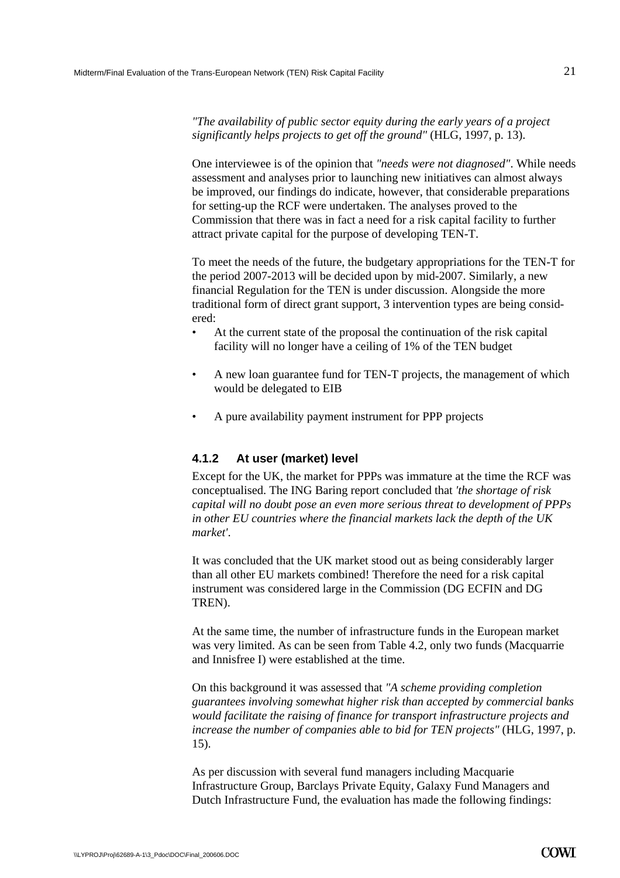*"The availability of public sector equity during the early years of a project significantly helps projects to get off the ground"* (HLG, 1997, p. 13).

One interviewee is of the opinion that *"needs were not diagnosed"*. While needs assessment and analyses prior to launching new initiatives can almost always be improved, our findings do indicate, however, that considerable preparations for setting-up the RCF were undertaken. The analyses proved to the Commission that there was in fact a need for a risk capital facility to further attract private capital for the purpose of developing TEN-T.

To meet the needs of the future, the budgetary appropriations for the TEN-T for the period 2007-2013 will be decided upon by mid-2007. Similarly, a new financial Regulation for the TEN is under discussion. Alongside the more traditional form of direct grant support, 3 intervention types are being considered:

- At the current state of the proposal the continuation of the risk capital facility will no longer have a ceiling of 1% of the TEN budget
- A new loan guarantee fund for TEN-T projects, the management of which would be delegated to EIB
- A pure availability payment instrument for PPP projects

### 4.1.2 At user (market) level

Except for the UK, the market for PPPs was immature at the time the RCF was conceptualised. The ING Baring report concluded that *'the shortage of risk capital will no doubt pose an even more serious threat to development of PPPs in other EU countries where the financial markets lack the depth of the UK market'*.

It was concluded that the UK market stood out as being considerably larger than all other EU markets combined! Therefore the need for a risk capital instrument was considered large in the Commission (DG ECFIN and DG TREN).

At the same time, the number of infrastructure funds in the European market was very limited. As can be seen from Table 4.2, only two funds (Macquarrie and Innisfree I) were established at the time.

On this background it was assessed that *"A scheme providing completion guarantees involving somewhat higher risk than accepted by commercial banks would facilitate the raising of finance for transport infrastructure projects and increase the number of companies able to bid for TEN projects"* (HLG, 1997, p. 15).

As per discussion with several fund managers including Macquarie Infrastructure Group, Barclays Private Equity, Galaxy Fund Managers and Dutch Infrastructure Fund, the evaluation has made the following findings: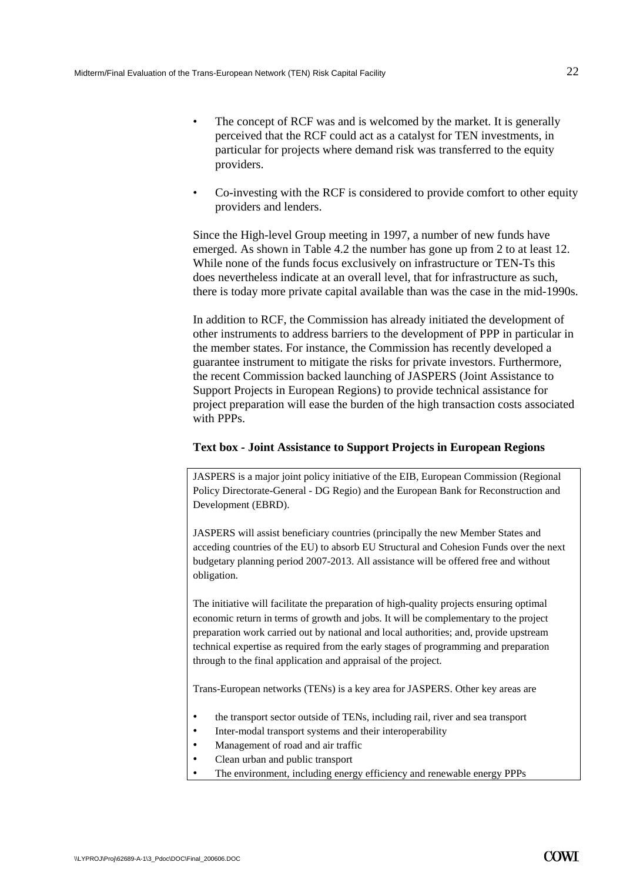- The concept of RCF was and is welcomed by the market. It is generally perceived that the RCF could act as a catalyst for TEN investments, in particular for projects where demand risk was transferred to the equity providers.

- Co-investing with the RCF is considered to provide comfort to other equity providers and lenders.

Since the High-level Group meeting in 1997, a number of new funds have emerged. As shown in Table 4.2 the number has gone up from 2 to at least 12. While none of the funds focus exclusively on infrastructure or TEN-Ts this does nevertheless indicate at an overall level, that for infrastructure as such, there is today more private capital available than was the case in the mid-1990s.

In addition to RCF, the Commission has already initiated the development of other instruments to address barriers to the development of PPP in particular in the member states. For instance, the Commission has recently developed a guarantee instrument to mitigate the risks for private investors. Furthermore, the recent Commission backed launching of JASPERS (Joint Assistance to Support Projects in European Regions) to provide technical assistance for project preparation will ease the burden of the high transaction costs associated with PPPs.

**Text box - Joint Assistance to Support Projects in European Regions**

JASPERS is a major joint policy initiative of the EIB, European Commission (Regional Policy Directorate-General - DG Regio) and the European Bank for Reconstruction and Development (EBRD).

JASPERS will assist beneficiary countries (principally the new Member States and acceding countries of the EU) to absorb EU Structural and Cohesion Funds over the next budgetary planning period 2007-2013. All assistance will be offered free and without obligation.

The initiative will facilitate the preparation of high-quality projects ensuring optimal economic return in terms of growth and jobs. It will be complementary to the project preparation work carried out by national and local authorities; and, provide upstream technical expertise as required from the early stages of programming and preparation through to the final application and appraisal of the project.

Trans-European networks (TENs) is a key area for JASPERS. Other key areas are

- the transport sector outside of TENs, including rail, river and sea transport
- Inter-modal transport systems and their interoperability
- Management of road and air traffic
- Clean urban and public transport
- The environment, including energy efficiency and renewable energy PPPs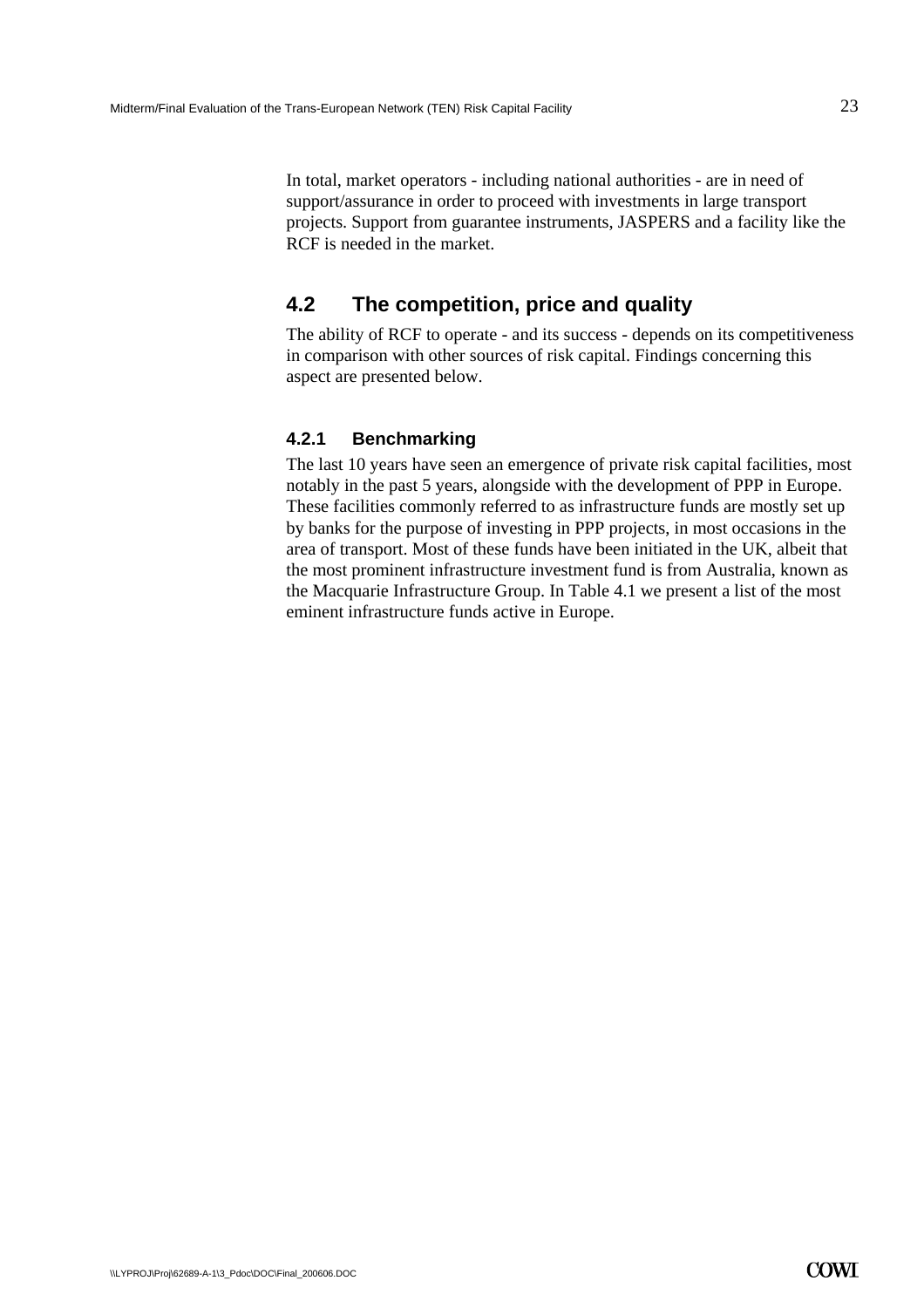In total, market operators - including national authorities - are in need of support/assurance in order to proceed with investments in large transport projects. Support from guarantee instruments, JASPERS and a facility like the RCF is needed in the market.

## 4.2 The competition, price and quality

The ability of RCF to operate - and its success - depends on its competitiveness in comparison with other sources of risk capital. Findings concerning this aspect are presented below.

### 4.2.1 Benchmarking

The last 10 years have seen an emergence of private risk capital facilities, most notably in the past 5 years, alongside with the development of PPP in Europe. These facilities commonly referred to as infrastructure funds are mostly set up by banks for the purpose of investing in PPP projects, in most occasions in the area of transport. Most of these funds have been initiated in the UK, albeit that the most prominent infrastructure investment fund is from Australia, known as the Macquarie Infrastructure Group. In Table 4.1 we present a list of the most eminent infrastructure funds active in Europe.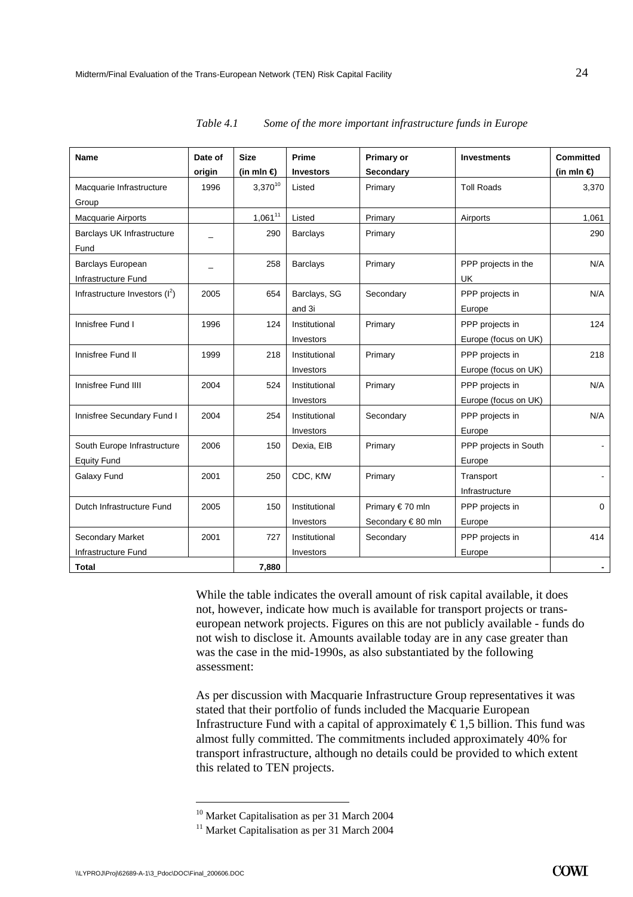*Table 4.1 Some of the more important infrastructure funds in Europe*

| **Name** | **Date of origin** | **Size (in mln €)** | **Prime Investors** | **Primary or Secondary** | **Investments** | **Committed (in mln €)** |
|---|---|---|---|---|---|---|
| Macquarie Infrastructure Group | 1996 | 3,370[10] | Listed | Primary | Toll Roads | 3,370 |
| Macquarie Airports | | 1,061[11] | Listed | Primary | Airports | 1,061 |
| Barclays UK Infrastructure Fund | _ | 290 | Barclays | Primary | | 290 |
| Barclays European Infrastructure Fund | _ | 258 | Barclays | Primary | PPP projects in the UK | N/A |
| Infrastructure Investors ($I^2$) | 2005 | 654 | Barclays, SG and 3i | Secondary | PPP projects in Europe | N/A |
| Innisfree Fund I | 1996 | 124 | Institutional Investors | Primary | PPP projects in Europe (focus on UK) | 124 |
| Innisfree Fund II | 1999 | 218 | Institutional Investors | Primary | PPP projects in Europe (focus on UK) | 218 |
| Innisfree Fund IIII | 2004 | 524 | Institutional Investors | Primary | PPP projects in Europe (focus on UK) | N/A |
| Innisfree Secundary Fund I | 2004 | 254 | Institutional Investors | Secondary | PPP projects in Europe | N/A |
| South Europe Infrastructure Equity Fund | 2006 | 150 | Dexia, EIB | Primary | PPP projects in South Europe | - |
| Galaxy Fund | 2001 | 250 | CDC, KfW | Primary | Transport Infrastructure | - |
| Dutch Infrastructure Fund | 2005 | 150 | Institutional Investors | Primary € 70 mln Secondary € 80 mln | PPP projects in Europe | 0 |
| Secondary Market Infrastructure Fund | 2001 | 727 | Institutional Investors | Secondary | PPP projects in Europe | 414 |
| **Total** | | **7,880** | | | | **-** |

While the table indicates the overall amount of risk capital available, it does not, however, indicate how much is available for transport projects or trans-european network projects. Figures on this are not publicly available - funds do not wish to disclose it. Amounts available today are in any case greater than was the case in the mid-1990s, as also substantiated by the following assessment:

As per discussion with Macquarie Infrastructure Group representatives it was stated that their portfolio of funds included the Macquarie European Infrastructure Fund with a capital of approximately € 1,5 billion. This fund was almost fully committed. The commitments included approximately 40% for transport infrastructure, although no details could be provided to which extent this related to TEN projects.

[10] Market Capitalisation as per 31 March 2004

[11] Market Capitalisation as per 31 March 2004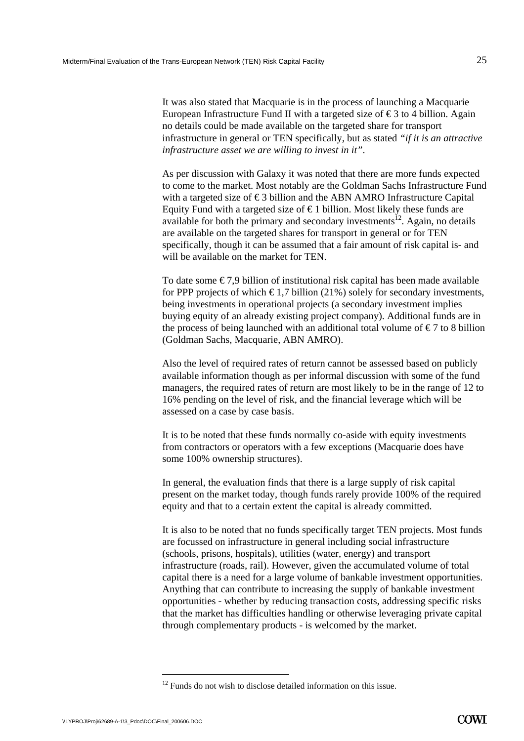It was also stated that Macquarie is in the process of launching a Macquarie European Infrastructure Fund II with a targeted size of € 3 to 4 billion. Again no details could be made available on the targeted share for transport infrastructure in general or TEN specifically, but as stated *"if it is an attractive infrastructure asset we are willing to invest in it"*.

As per discussion with Galaxy it was noted that there are more funds expected to come to the market. Most notably are the Goldman Sachs Infrastructure Fund with a targeted size of € 3 billion and the ABN AMRO Infrastructure Capital Equity Fund with a targeted size of € 1 billion. Most likely these funds are available for both the primary and secondary investments[12]. Again, no details are available on the targeted shares for transport in general or for TEN specifically, though it can be assumed that a fair amount of risk capital is- and will be available on the market for TEN.

To date some € 7,9 billion of institutional risk capital has been made available for PPP projects of which € 1,7 billion (21%) solely for secondary investments, being investments in operational projects (a secondary investment implies buying equity of an already existing project company). Additional funds are in the process of being launched with an additional total volume of € 7 to 8 billion (Goldman Sachs, Macquarie, ABN AMRO).

Also the level of required rates of return cannot be assessed based on publicly available information though as per informal discussion with some of the fund managers, the required rates of return are most likely to be in the range of 12 to 16% pending on the level of risk, and the financial leverage which will be assessed on a case by case basis.

It is to be noted that these funds normally co-aside with equity investments from contractors or operators with a few exceptions (Macquarie does have some 100% ownership structures).

In general, the evaluation finds that there is a large supply of risk capital present on the market today, though funds rarely provide 100% of the required equity and that to a certain extent the capital is already committed.

It is also to be noted that no funds specifically target TEN projects. Most funds are focussed on infrastructure in general including social infrastructure (schools, prisons, hospitals), utilities (water, energy) and transport infrastructure (roads, rail). However, given the accumulated volume of total capital there is a need for a large volume of bankable investment opportunities. Anything that can contribute to increasing the supply of bankable investment opportunities - whether by reducing transaction costs, addressing specific risks that the market has difficulties handling or otherwise leveraging private capital through complementary products - is welcomed by the market.

[12] Funds do not wish to disclose detailed information on this issue.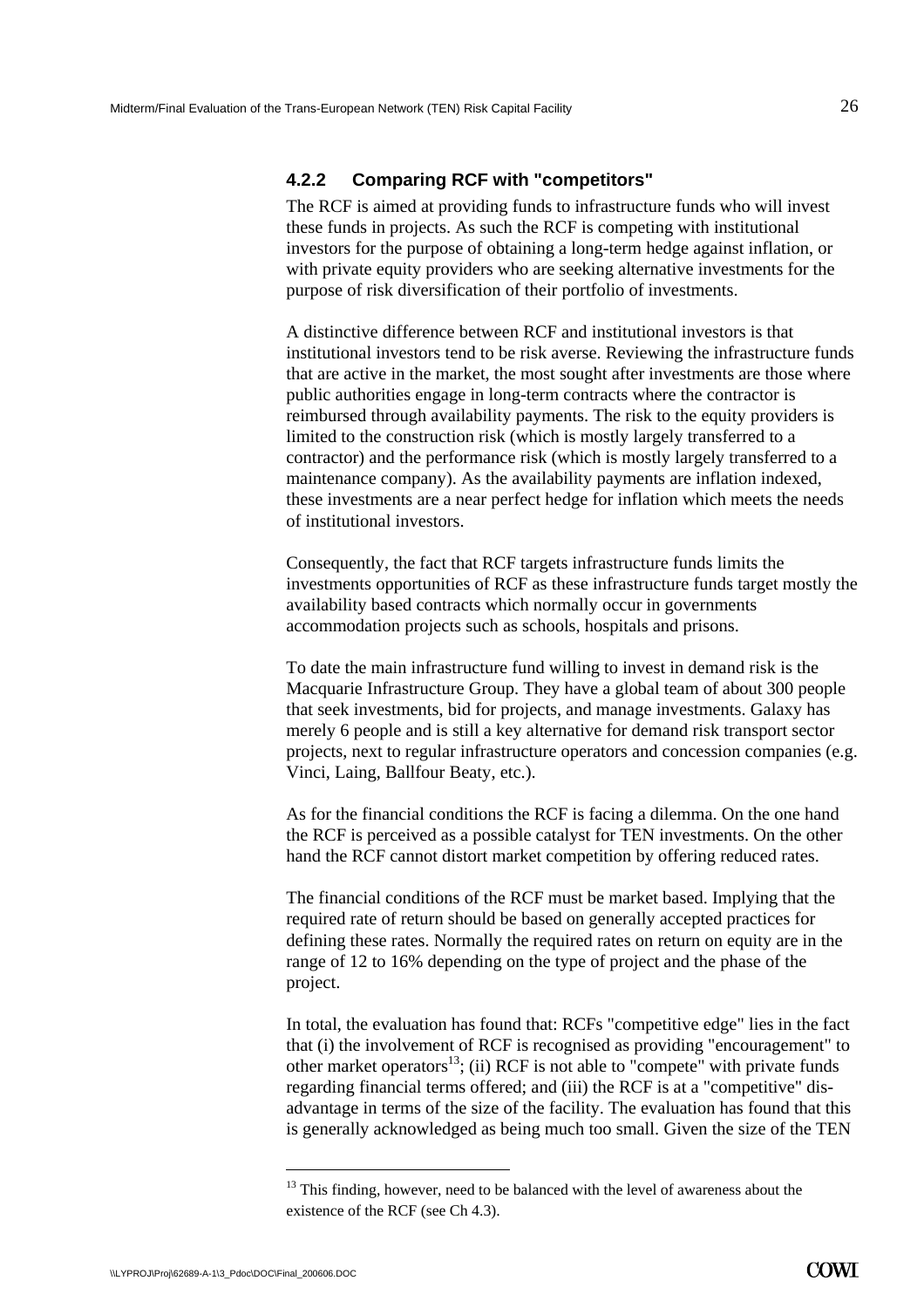### 4.2.2 Comparing RCF with "competitors"

The RCF is aimed at providing funds to infrastructure funds who will invest these funds in projects. As such the RCF is competing with institutional investors for the purpose of obtaining a long-term hedge against inflation, or with private equity providers who are seeking alternative investments for the purpose of risk diversification of their portfolio of investments.

A distinctive difference between RCF and institutional investors is that institutional investors tend to be risk averse. Reviewing the infrastructure funds that are active in the market, the most sought after investments are those where public authorities engage in long-term contracts where the contractor is reimbursed through availability payments. The risk to the equity providers is limited to the construction risk (which is mostly largely transferred to a contractor) and the performance risk (which is mostly largely transferred to a maintenance company). As the availability payments are inflation indexed, these investments are a near perfect hedge for inflation which meets the needs of institutional investors.

Consequently, the fact that RCF targets infrastructure funds limits the investments opportunities of RCF as these infrastructure funds target mostly the availability based contracts which normally occur in governments accommodation projects such as schools, hospitals and prisons.

To date the main infrastructure fund willing to invest in demand risk is the Macquarie Infrastructure Group. They have a global team of about 300 people that seek investments, bid for projects, and manage investments. Galaxy has merely 6 people and is still a key alternative for demand risk transport sector projects, next to regular infrastructure operators and concession companies (e.g. Vinci, Laing, Ballfour Beaty, etc.).

As for the financial conditions the RCF is facing a dilemma. On the one hand the RCF is perceived as a possible catalyst for TEN investments. On the other hand the RCF cannot distort market competition by offering reduced rates.

The financial conditions of the RCF must be market based. Implying that the required rate of return should be based on generally accepted practices for defining these rates. Normally the required rates on return on equity are in the range of 12 to 16% depending on the type of project and the phase of the project.

In total, the evaluation has found that: RCFs "competitive edge" lies in the fact that (i) the involvement of RCF is recognised as providing "encouragement" to other market operators[13]; (ii) RCF is not able to "compete" with private funds regarding financial terms offered; and (iii) the RCF is at a "competitive" dis-advantage in terms of the size of the facility. The evaluation has found that this is generally acknowledged as being much too small. Given the size of the TEN

[13] This finding, however, need to be balanced with the level of awareness about the existence of the RCF (see Ch 4.3).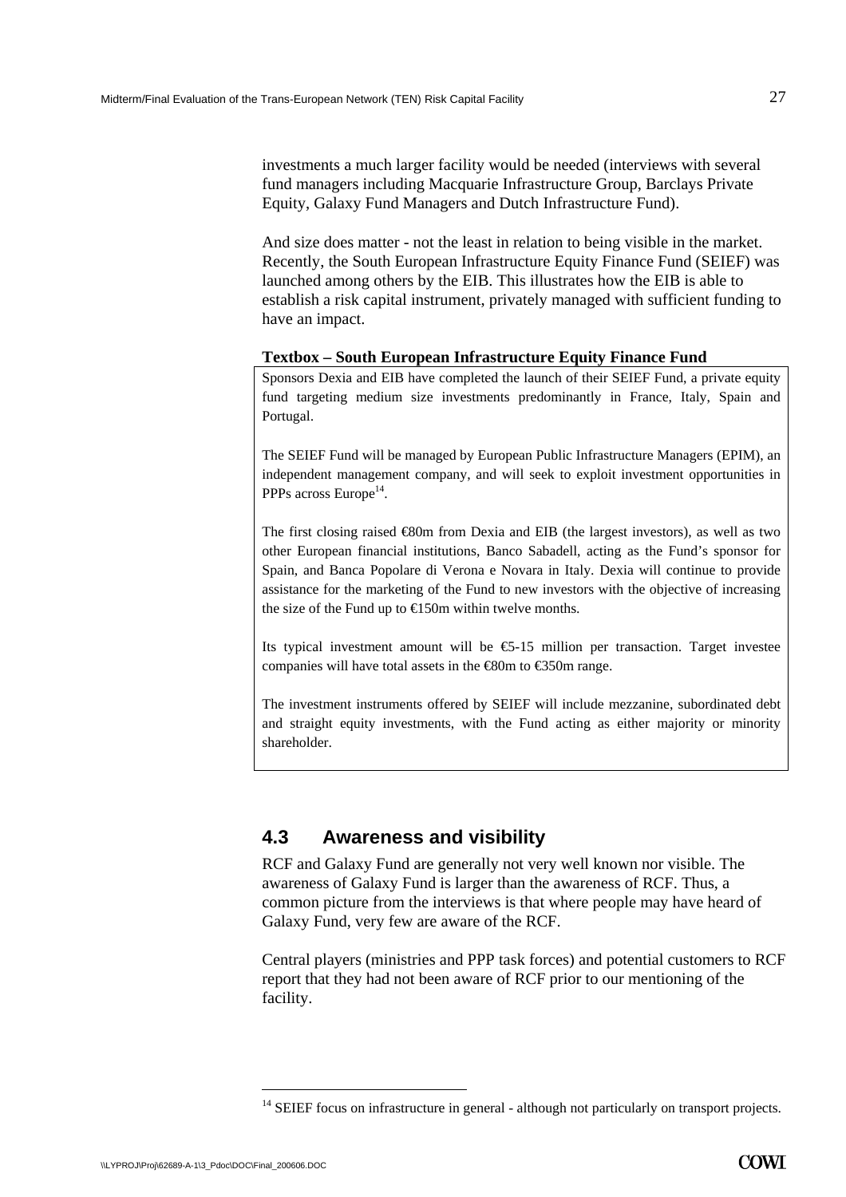investments a much larger facility would be needed (interviews with several fund managers including Macquarie Infrastructure Group, Barclays Private Equity, Galaxy Fund Managers and Dutch Infrastructure Fund).

And size does matter - not the least in relation to being visible in the market. Recently, the South European Infrastructure Equity Finance Fund (SEIEF) was launched among others by the EIB. This illustrates how the EIB is able to establish a risk capital instrument, privately managed with sufficient funding to have an impact.

**Textbox – South European Infrastructure Equity Finance Fund**

> Sponsors Dexia and EIB have completed the launch of their SEIEF Fund, a private equity fund targeting medium size investments predominantly in France, Italy, Spain and Portugal.
>
> The SEIEF Fund will be managed by European Public Infrastructure Managers (EPIM), an independent management company, and will seek to exploit investment opportunities in PPPs across Europe[14].
>
> The first closing raised €80m from Dexia and EIB (the largest investors), as well as two other European financial institutions, Banco Sabadell, acting as the Fund's sponsor for Spain, and Banca Popolare di Verona e Novara in Italy. Dexia will continue to provide assistance for the marketing of the Fund to new investors with the objective of increasing the size of the Fund up to €150m within twelve months.
>
> Its typical investment amount will be €5-15 million per transaction. Target investee companies will have total assets in the €80m to €350m range.
>
> The investment instruments offered by SEIEF will include mezzanine, subordinated debt and straight equity investments, with the Fund acting as either majority or minority shareholder.

## 4.3 Awareness and visibility

RCF and Galaxy Fund are generally not very well known nor visible. The awareness of Galaxy Fund is larger than the awareness of RCF. Thus, a common picture from the interviews is that where people may have heard of Galaxy Fund, very few are aware of the RCF.

Central players (ministries and PPP task forces) and potential customers to RCF report that they had not been aware of RCF prior to our mentioning of the facility.

[14] SEIEF focus on infrastructure in general - although not particularly on transport projects.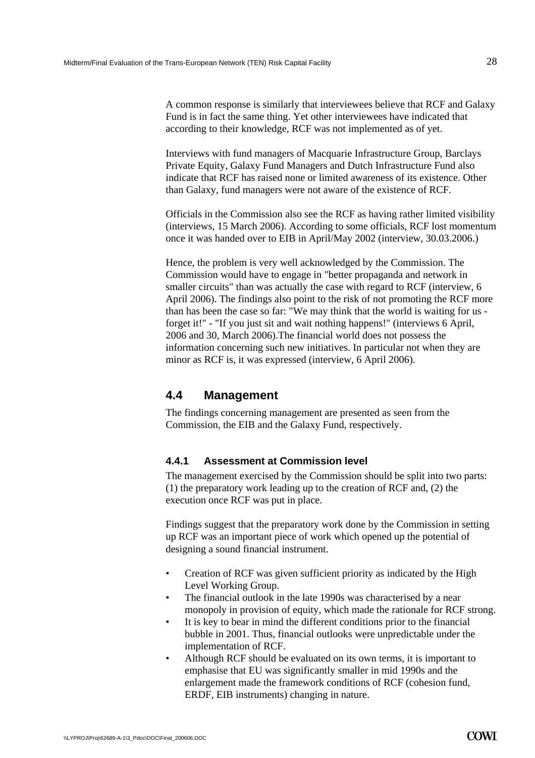A common response is similarly that interviewees believe that RCF and Galaxy Fund is in fact the same thing. Yet other interviewees have indicated that according to their knowledge, RCF was not implemented as of yet.

Interviews with fund managers of Macquarie Infrastructure Group, Barclays Private Equity, Galaxy Fund Managers and Dutch Infrastructure Fund also indicate that RCF has raised none or limited awareness of its existence. Other than Galaxy, fund managers were not aware of the existence of RCF.

Officials in the Commission also see the RCF as having rather limited visibility (interviews, 15 March 2006). According to some officials, RCF lost momentum once it was handed over to EIB in April/May 2002 (interview, 30.03.2006.)

Hence, the problem is very well acknowledged by the Commission. The Commission would have to engage in "better propaganda and network in smaller circuits" than was actually the case with regard to RCF (interview, 6 April 2006). The findings also point to the risk of not promoting the RCF more than has been the case so far: "We may think that the world is waiting for us - forget it!" - "If you just sit and wait nothing happens!" (interviews 6 April, 2006 and 30, March 2006).The financial world does not possess the information concerning such new initiatives. In particular not when they are minor as RCF is, it was expressed (interview, 6 April 2006).

## 4.4 Management

The findings concerning management are presented as seen from the Commission, the EIB and the Galaxy Fund, respectively.

### 4.4.1 Assessment at Commission level

The management exercised by the Commission should be split into two parts: (1) the preparatory work leading up to the creation of RCF and, (2) the execution once RCF was put in place.

Findings suggest that the preparatory work done by the Commission in setting up RCF was an important piece of work which opened up the potential of designing a sound financial instrument.

- Creation of RCF was given sufficient priority as indicated by the High Level Working Group.
- The financial outlook in the late 1990s was characterised by a near monopoly in provision of equity, which made the rationale for RCF strong.
- It is key to bear in mind the different conditions prior to the financial bubble in 2001. Thus, financial outlooks were unpredictable under the implementation of RCF.
- Although RCF should be evaluated on its own terms, it is important to emphasise that EU was significantly smaller in mid 1990s and the enlargement made the framework conditions of RCF (cohesion fund, ERDF, EIB instruments) changing in nature.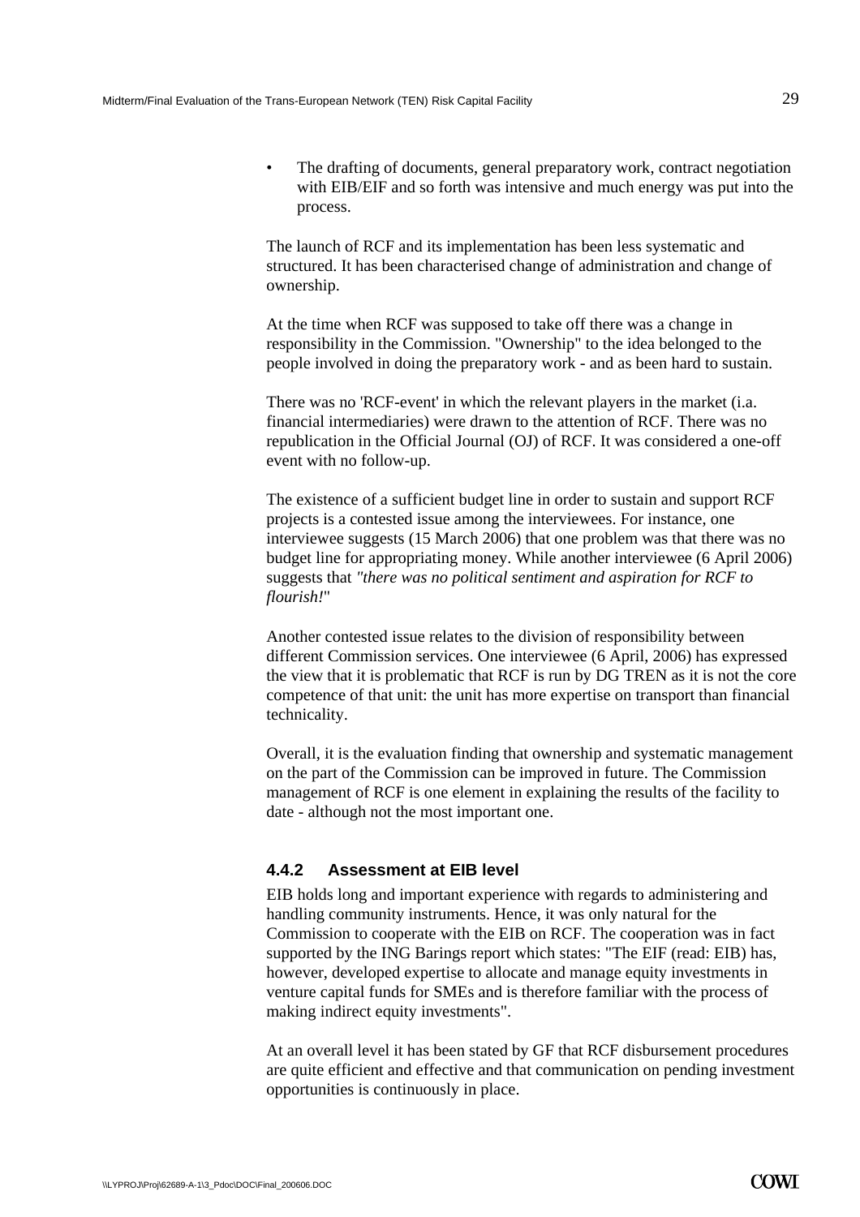- The drafting of documents, general preparatory work, contract negotiation with EIB/EIF and so forth was intensive and much energy was put into the process.

The launch of RCF and its implementation has been less systematic and structured. It has been characterised change of administration and change of ownership.

At the time when RCF was supposed to take off there was a change in responsibility in the Commission. "Ownership" to the idea belonged to the people involved in doing the preparatory work - and as been hard to sustain.

There was no 'RCF-event' in which the relevant players in the market (i.a. financial intermediaries) were drawn to the attention of RCF. There was no republication in the Official Journal (OJ) of RCF. It was considered a one-off event with no follow-up.

The existence of a sufficient budget line in order to sustain and support RCF projects is a contested issue among the interviewees. For instance, one interviewee suggests (15 March 2006) that one problem was that there was no budget line for appropriating money. While another interviewee (6 April 2006) suggests that *"there was no political sentiment and aspiration for RCF to flourish!"*

Another contested issue relates to the division of responsibility between different Commission services. One interviewee (6 April, 2006) has expressed the view that it is problematic that RCF is run by DG TREN as it is not the core competence of that unit: the unit has more expertise on transport than financial technicality.

Overall, it is the evaluation finding that ownership and systematic management on the part of the Commission can be improved in future. The Commission management of RCF is one element in explaining the results of the facility to date - although not the most important one.

### 4.4.2 Assessment at EIB level

EIB holds long and important experience with regards to administering and handling community instruments. Hence, it was only natural for the Commission to cooperate with the EIB on RCF. The cooperation was in fact supported by the ING Barings report which states: "The EIF (read: EIB) has, however, developed expertise to allocate and manage equity investments in venture capital funds for SMEs and is therefore familiar with the process of making indirect equity investments".

At an overall level it has been stated by GF that RCF disbursement procedures are quite efficient and effective and that communication on pending investment opportunities is continuously in place.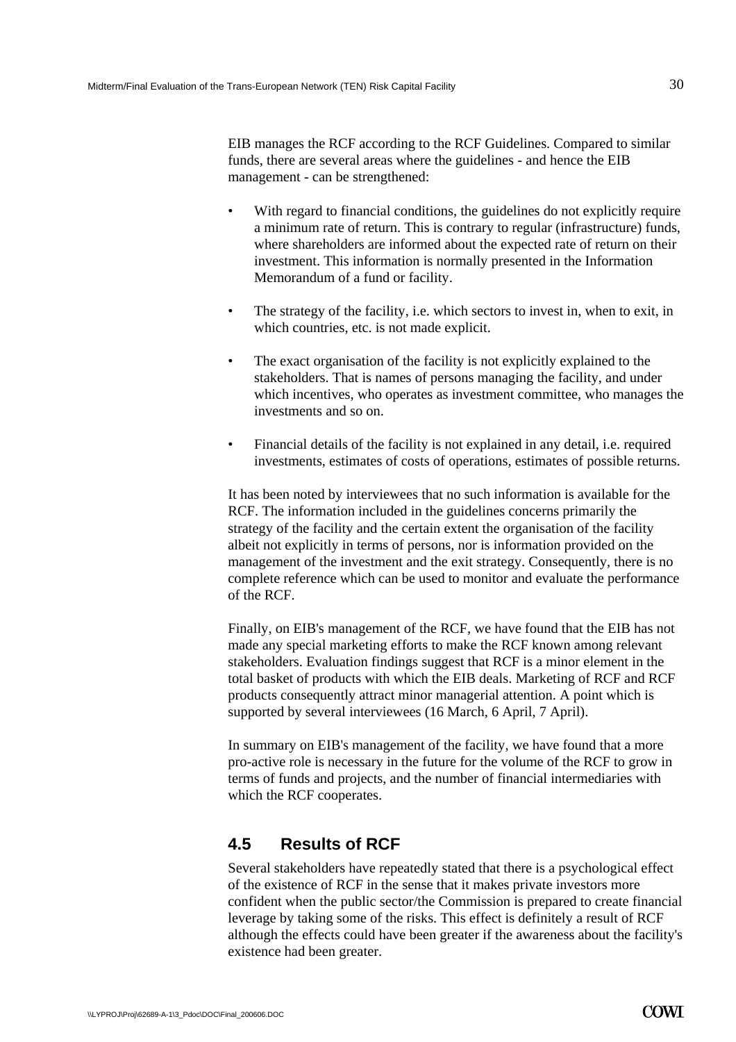EIB manages the RCF according to the RCF Guidelines. Compared to similar funds, there are several areas where the guidelines - and hence the EIB management - can be strengthened:

- With regard to financial conditions, the guidelines do not explicitly require a minimum rate of return. This is contrary to regular (infrastructure) funds, where shareholders are informed about the expected rate of return on their investment. This information is normally presented in the Information Memorandum of a fund or facility.
- The strategy of the facility, i.e. which sectors to invest in, when to exit, in which countries, etc. is not made explicit.
- The exact organisation of the facility is not explicitly explained to the stakeholders. That is names of persons managing the facility, and under which incentives, who operates as investment committee, who manages the investments and so on.
- Financial details of the facility is not explained in any detail, i.e. required investments, estimates of costs of operations, estimates of possible returns.

It has been noted by interviewees that no such information is available for the RCF. The information included in the guidelines concerns primarily the strategy of the facility and the certain extent the organisation of the facility albeit not explicitly in terms of persons, nor is information provided on the management of the investment and the exit strategy. Consequently, there is no complete reference which can be used to monitor and evaluate the performance of the RCF.

Finally, on EIB's management of the RCF, we have found that the EIB has not made any special marketing efforts to make the RCF known among relevant stakeholders. Evaluation findings suggest that RCF is a minor element in the total basket of products with which the EIB deals. Marketing of RCF and RCF products consequently attract minor managerial attention. A point which is supported by several interviewees (16 March, 6 April, 7 April).

In summary on EIB's management of the facility, we have found that a more pro-active role is necessary in the future for the volume of the RCF to grow in terms of funds and projects, and the number of financial intermediaries with which the RCF cooperates.

## 4.5 Results of RCF

Several stakeholders have repeatedly stated that there is a psychological effect of the existence of RCF in the sense that it makes private investors more confident when the public sector/the Commission is prepared to create financial leverage by taking some of the risks. This effect is definitely a result of RCF although the effects could have been greater if the awareness about the facility's existence had been greater.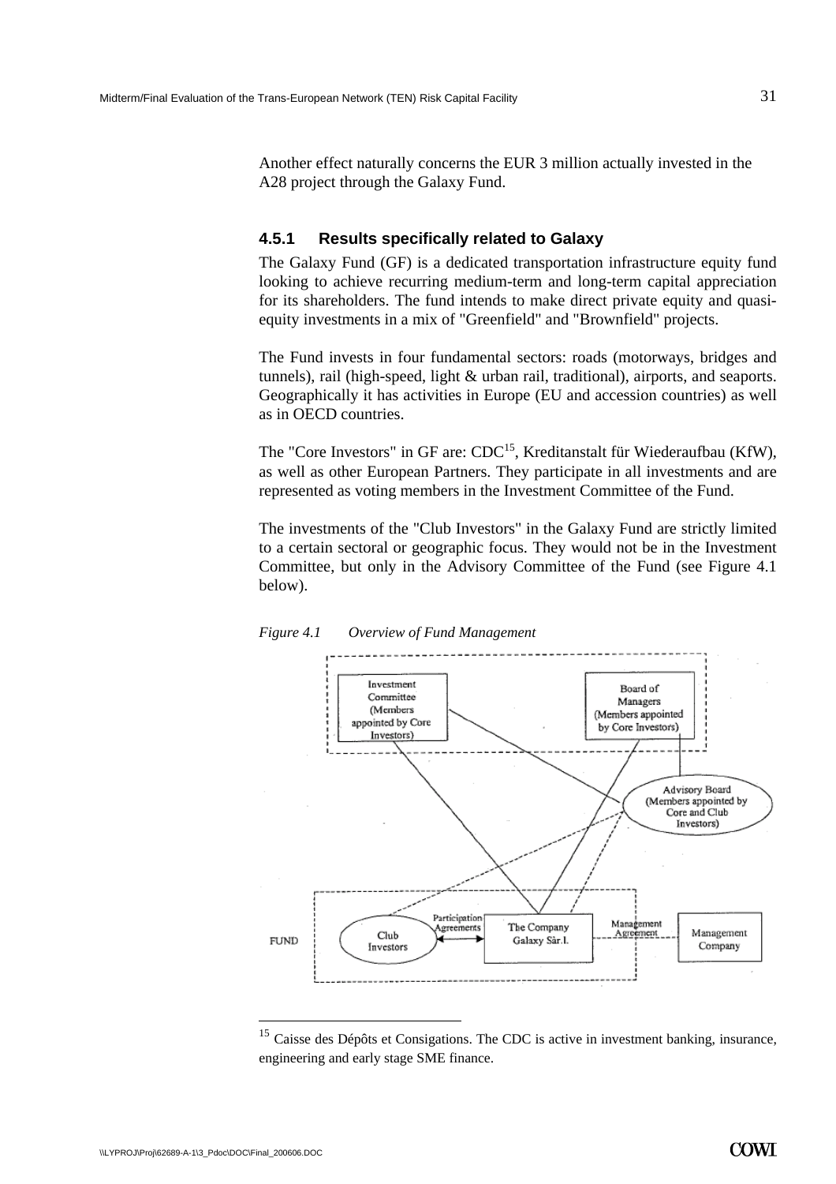Another effect naturally concerns the EUR 3 million actually invested in the A28 project through the Galaxy Fund.

### 4.5.1 Results specifically related to Galaxy

The Galaxy Fund (GF) is a dedicated transportation infrastructure equity fund looking to achieve recurring medium-term and long-term capital appreciation for its shareholders. The fund intends to make direct private equity and quasi-equity investments in a mix of "Greenfield" and "Brownfield" projects.

The Fund invests in four fundamental sectors: roads (motorways, bridges and tunnels), rail (high-speed, light & urban rail, traditional), airports, and seaports. Geographically it has activities in Europe (EU and accession countries) as well as in OECD countries.

The "Core Investors" in GF are: CDC[15], Kreditanstalt für Wiederaufbau (KfW), as well as other European Partners. They participate in all investments and are represented as voting members in the Investment Committee of the Fund.

The investments of the "Club Investors" in the Galaxy Fund are strictly limited to a certain sectoral or geographic focus. They would not be in the Investment Committee, but only in the Advisory Committee of the Fund (see Figure 4.1 below).

*Figure 4.1 Overview of Fund Management*

Investment Committee (Members appointed by Core Investors)

Board of Managers (Members appointed by Core Investors)

Advisory Board (Members appointed by Core and Club Investors)

FUND

Club Investors

Participation Agreements

The Company Galaxy Sàr.l.

Management Agreement

Management Company

[15] Caisse des Dépôts et Consigations. The CDC is active in investment banking, insurance, engineering and early stage SME finance.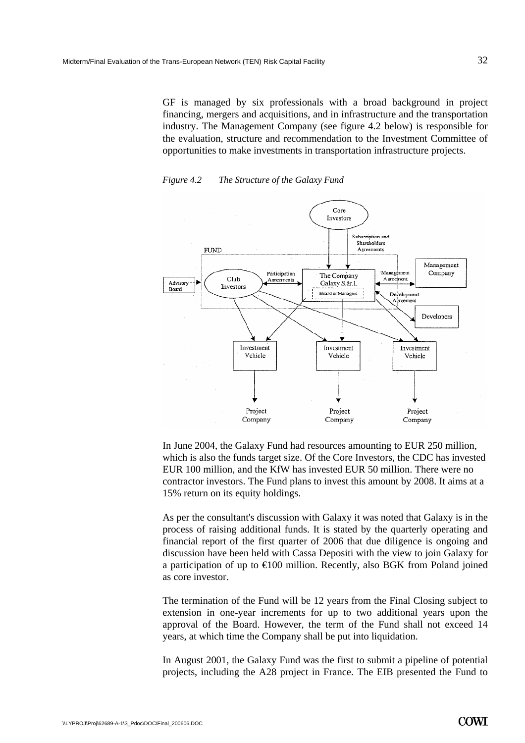GF is managed by six professionals with a broad background in project financing, mergers and acquisitions, and in infrastructure and the transportation industry. The Management Company (see figure 4.2 below) is responsible for the evaluation, structure and recommendation to the Investment Committee of opportunities to make investments in transportation infrastructure projects.

*Figure 4.2 The Structure of the Galaxy Fund*

In June 2004, the Galaxy Fund had resources amounting to EUR 250 million, which is also the funds target size. Of the Core Investors, the CDC has invested EUR 100 million, and the KfW has invested EUR 50 million. There were no contractor investors. The Fund plans to invest this amount by 2008. It aims at a 15% return on its equity holdings.

As per the consultant's discussion with Galaxy it was noted that Galaxy is in the process of raising additional funds. It is stated by the quarterly operating and financial report of the first quarter of 2006 that due diligence is ongoing and discussion have been held with Cassa Depositi with the view to join Galaxy for a participation of up to €100 million. Recently, also BGK from Poland joined as core investor.

The termination of the Fund will be 12 years from the Final Closing subject to extension in one-year increments for up to two additional years upon the approval of the Board. However, the term of the Fund shall not exceed 14 years, at which time the Company shall be put into liquidation.

In August 2001, the Galaxy Fund was the first to submit a pipeline of potential projects, including the A28 project in France. The EIB presented the Fund to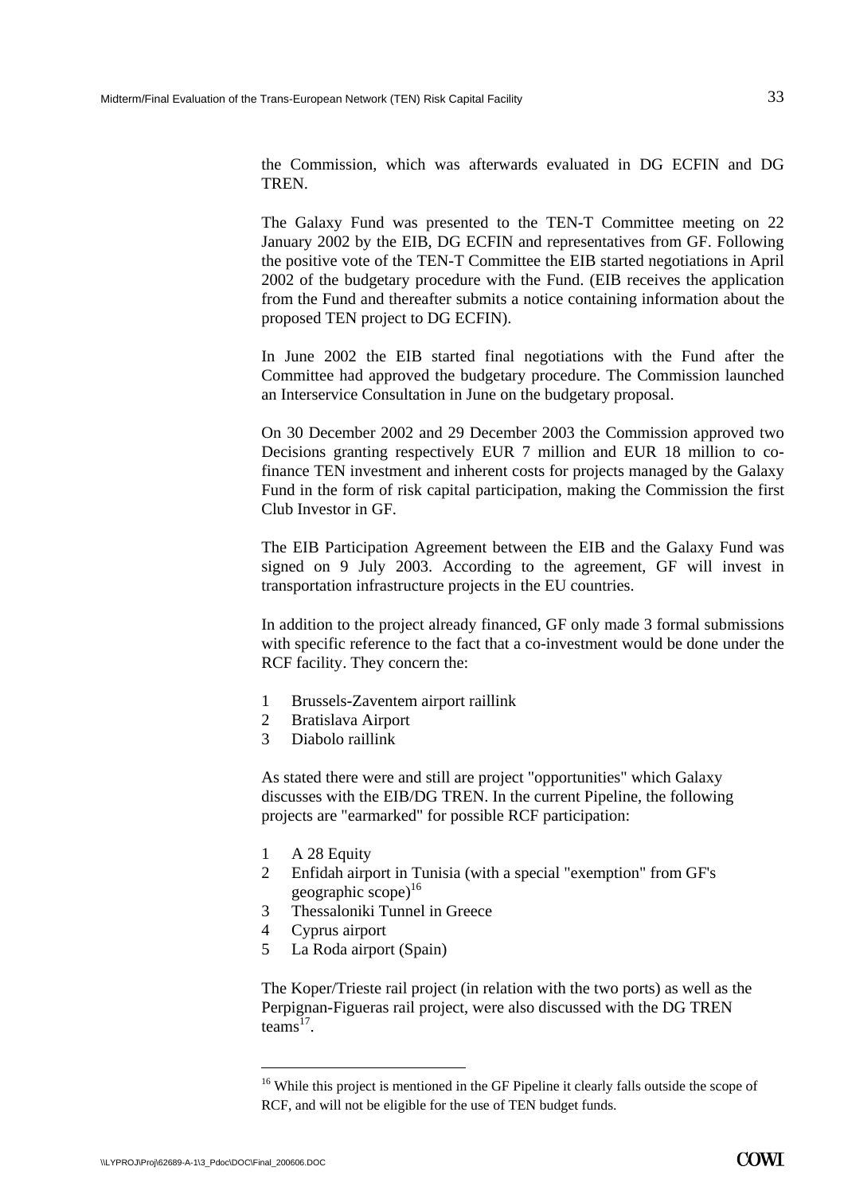the Commission, which was afterwards evaluated in DG ECFIN and DG TREN.

The Galaxy Fund was presented to the TEN-T Committee meeting on 22 January 2002 by the EIB, DG ECFIN and representatives from GF. Following the positive vote of the TEN-T Committee the EIB started negotiations in April 2002 of the budgetary procedure with the Fund. (EIB receives the application from the Fund and thereafter submits a notice containing information about the proposed TEN project to DG ECFIN).

In June 2002 the EIB started final negotiations with the Fund after the Committee had approved the budgetary procedure. The Commission launched an Interservice Consultation in June on the budgetary proposal.

On 30 December 2002 and 29 December 2003 the Commission approved two Decisions granting respectively EUR 7 million and EUR 18 million to co-finance TEN investment and inherent costs for projects managed by the Galaxy Fund in the form of risk capital participation, making the Commission the first Club Investor in GF.

The EIB Participation Agreement between the EIB and the Galaxy Fund was signed on 9 July 2003. According to the agreement, GF will invest in transportation infrastructure projects in the EU countries.

In addition to the project already financed, GF only made 3 formal submissions with specific reference to the fact that a co-investment would be done under the RCF facility. They concern the:

1. Brussels-Zaventem airport raillink
2. Bratislava Airport
3. Diabolo raillink

As stated there were and still are project "opportunities" which Galaxy discusses with the EIB/DG TREN. In the current Pipeline, the following projects are "earmarked" for possible RCF participation:

1. A 28 Equity
2. Enfidah airport in Tunisia (with a special "exemption" from GF's geographic scope)[16]
3. Thessaloniki Tunnel in Greece
4. Cyprus airport
5. La Roda airport (Spain)

The Koper/Trieste rail project (in relation with the two ports) as well as the Perpignan-Figueras rail project, were also discussed with the DG TREN teams[17].

[16] While this project is mentioned in the GF Pipeline it clearly falls outside the scope of RCF, and will not be eligible for the use of TEN budget funds.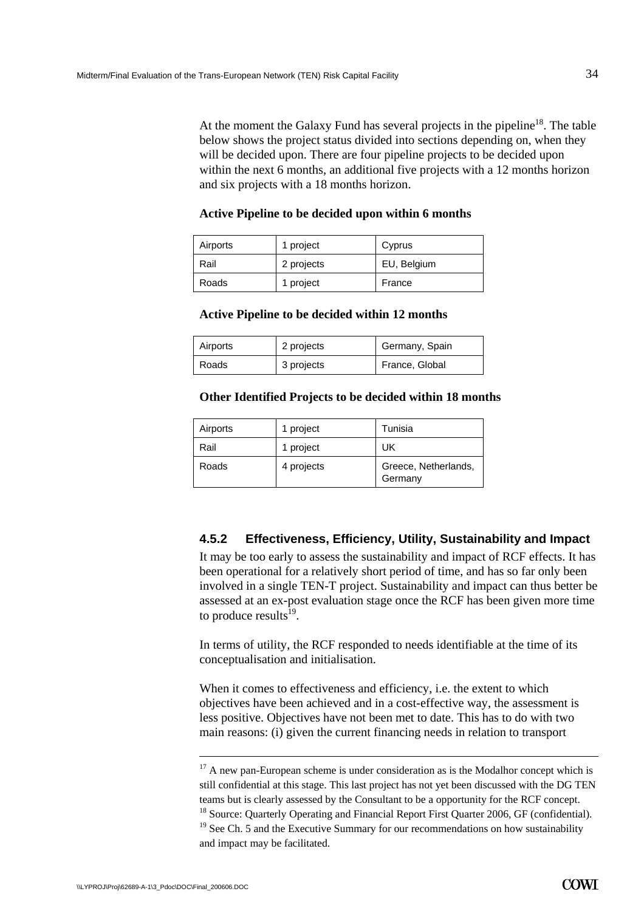At the moment the Galaxy Fund has several projects in the pipeline[18]. The table below shows the project status divided into sections depending on, when they will be decided upon. There are four pipeline projects to be decided upon within the next 6 months, an additional five projects with a 12 months horizon and six projects with a 18 months horizon.

**Active Pipeline to be decided upon within 6 months**

| Airports | 1 project | Cyprus |
| --- | --- | --- |
| Rail | 2 projects | EU, Belgium |
| Roads | 1 project | France |

**Active Pipeline to be decided within 12 months**

| Airports | 2 projects | Germany, Spain |
| --- | --- | --- |
| Roads | 3 projects | France, Global |

**Other Identified Projects to be decided within 18 months**

| Airports | 1 project | Tunisia |
| --- | --- | --- |
| Rail | 1 project | UK |
| Roads | 4 projects | Greece, Netherlands, Germany |

### 4.5.2 Effectiveness, Efficiency, Utility, Sustainability and Impact

It may be too early to assess the sustainability and impact of RCF effects. It has been operational for a relatively short period of time, and has so far only been involved in a single TEN-T project. Sustainability and impact can thus better be assessed at an ex-post evaluation stage once the RCF has been given more time to produce results[19].

In terms of utility, the RCF responded to needs identifiable at the time of its conceptualisation and initialisation.

When it comes to effectiveness and efficiency, i.e. the extent to which objectives have been achieved and in a cost-effective way, the assessment is less positive. Objectives have not been met to date. This has to do with two main reasons: (i) given the current financing needs in relation to transport

---

[17] A new pan-European scheme is under consideration as is the Modalhor concept which is still confidential at this stage. This last project has not yet been discussed with the DG TEN teams but is clearly assessed by the Consultant to be a opportunity for the RCF concept.

[18] Source: Quarterly Operating and Financial Report First Quarter 2006, GF (confidential).

[19] See Ch. 5 and the Executive Summary for our recommendations on how sustainability and impact may be facilitated.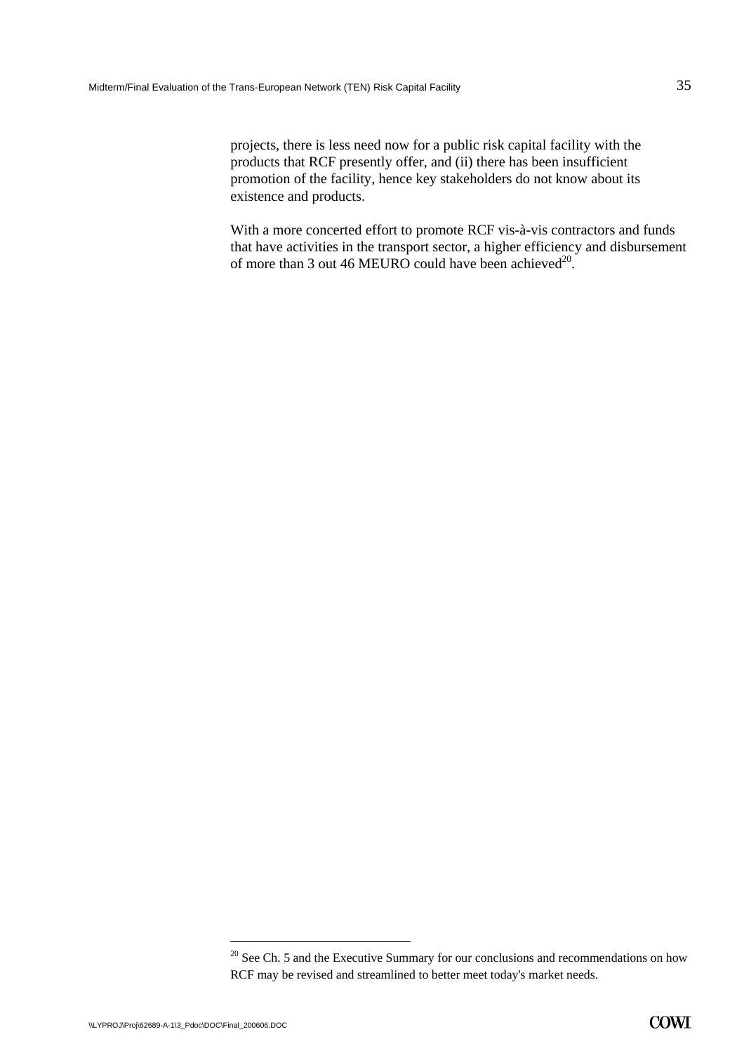projects, there is less need now for a public risk capital facility with the products that RCF presently offer, and (ii) there has been insufficient promotion of the facility, hence key stakeholders do not know about its existence and products.

With a more concerted effort to promote RCF vis-à-vis contractors and funds that have activities in the transport sector, a higher efficiency and disbursement of more than 3 out 46 MEURO could have been achieved[20].

[20] See Ch. 5 and the Executive Summary for our conclusions and recommendations on how RCF may be revised and streamlined to better meet today's market needs.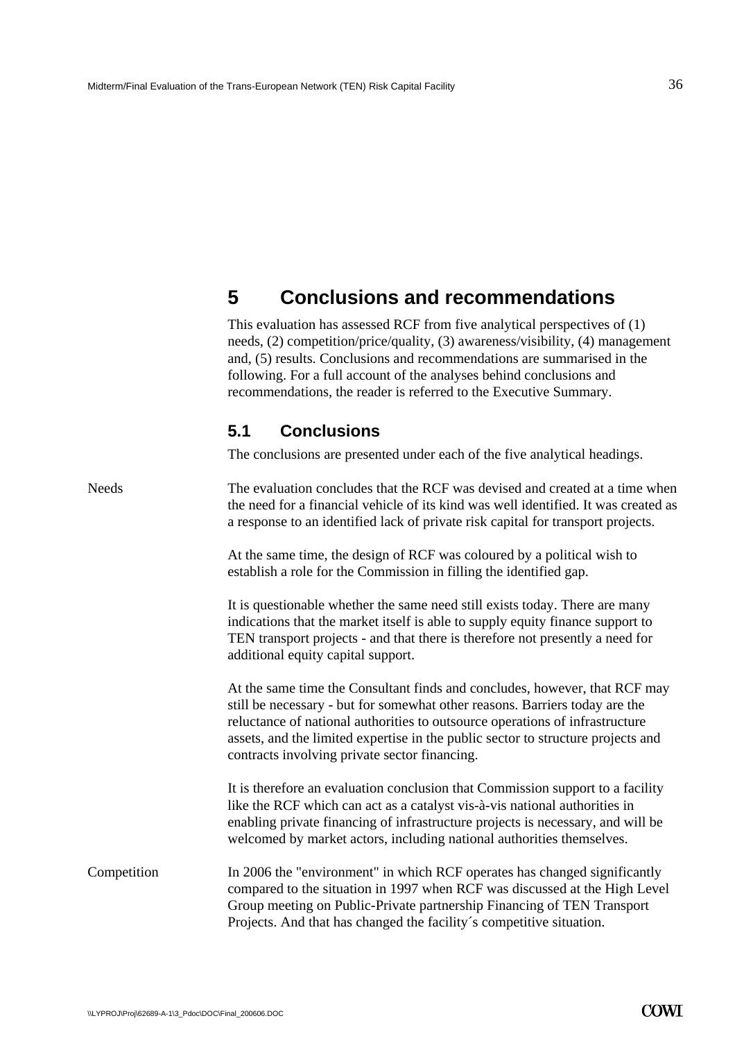# 5 Conclusions and recommendations

This evaluation has assessed RCF from five analytical perspectives of (1) needs, (2) competition/price/quality, (3) awareness/visibility, (4) management and, (5) results. Conclusions and recommendations are summarised in the following. For a full account of the analyses behind conclusions and recommendations, the reader is referred to the Executive Summary.

## 5.1 Conclusions

The conclusions are presented under each of the five analytical headings.

Needs

The evaluation concludes that the RCF was devised and created at a time when the need for a financial vehicle of its kind was well identified. It was created as a response to an identified lack of private risk capital for transport projects.

At the same time, the design of RCF was coloured by a political wish to establish a role for the Commission in filling the identified gap.

It is questionable whether the same need still exists today. There are many indications that the market itself is able to supply equity finance support to TEN transport projects - and that there is therefore not presently a need for additional equity capital support.

At the same time the Consultant finds and concludes, however, that RCF may still be necessary - but for somewhat other reasons. Barriers today are the reluctance of national authorities to outsource operations of infrastructure assets, and the limited expertise in the public sector to structure projects and contracts involving private sector financing.

It is therefore an evaluation conclusion that Commission support to a facility like the RCF which can act as a catalyst vis-à-vis national authorities in enabling private financing of infrastructure projects is necessary, and will be welcomed by market actors, including national authorities themselves.

Competition

In 2006 the "environment" in which RCF operates has changed significantly compared to the situation in 1997 when RCF was discussed at the High Level Group meeting on Public-Private partnership Financing of TEN Transport Projects. And that has changed the facility´s competitive situation.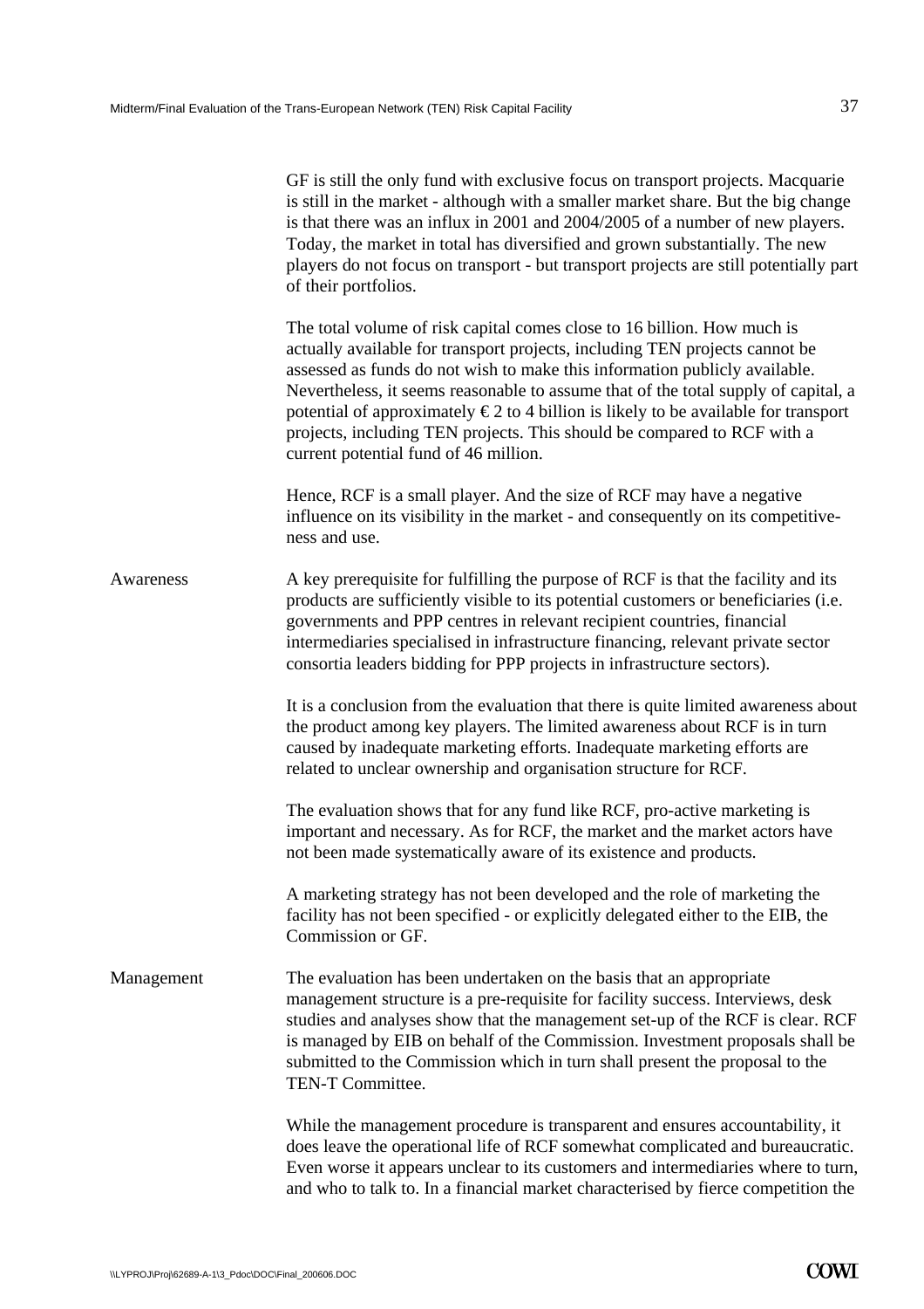GF is still the only fund with exclusive focus on transport projects. Macquarie is still in the market - although with a smaller market share. But the big change is that there was an influx in 2001 and 2004/2005 of a number of new players. Today, the market in total has diversified and grown substantially. The new players do not focus on transport - but transport projects are still potentially part of their portfolios.

The total volume of risk capital comes close to 16 billion. How much is actually available for transport projects, including TEN projects cannot be assessed as funds do not wish to make this information publicly available. Nevertheless, it seems reasonable to assume that of the total supply of capital, a potential of approximately € 2 to 4 billion is likely to be available for transport projects, including TEN projects. This should be compared to RCF with a current potential fund of 46 million.

Hence, RCF is a small player. And the size of RCF may have a negative influence on its visibility in the market - and consequently on its competitive-ness and use.

**Awareness**

A key prerequisite for fulfilling the purpose of RCF is that the facility and its products are sufficiently visible to its potential customers or beneficiaries (i.e. governments and PPP centres in relevant recipient countries, financial intermediaries specialised in infrastructure financing, relevant private sector consortia leaders bidding for PPP projects in infrastructure sectors).

It is a conclusion from the evaluation that there is quite limited awareness about the product among key players. The limited awareness about RCF is in turn caused by inadequate marketing efforts. Inadequate marketing efforts are related to unclear ownership and organisation structure for RCF.

The evaluation shows that for any fund like RCF, pro-active marketing is important and necessary. As for RCF, the market and the market actors have not been made systematically aware of its existence and products.

A marketing strategy has not been developed and the role of marketing the facility has not been specified - or explicitly delegated either to the EIB, the Commission or GF.

**Management**

The evaluation has been undertaken on the basis that an appropriate management structure is a pre-requisite for facility success. Interviews, desk studies and analyses show that the management set-up of the RCF is clear. RCF is managed by EIB on behalf of the Commission. Investment proposals shall be submitted to the Commission which in turn shall present the proposal to the TEN-T Committee.

While the management procedure is transparent and ensures accountability, it does leave the operational life of RCF somewhat complicated and bureaucratic. Even worse it appears unclear to its customers and intermediaries where to turn, and who to talk to. In a financial market characterised by fierce competition the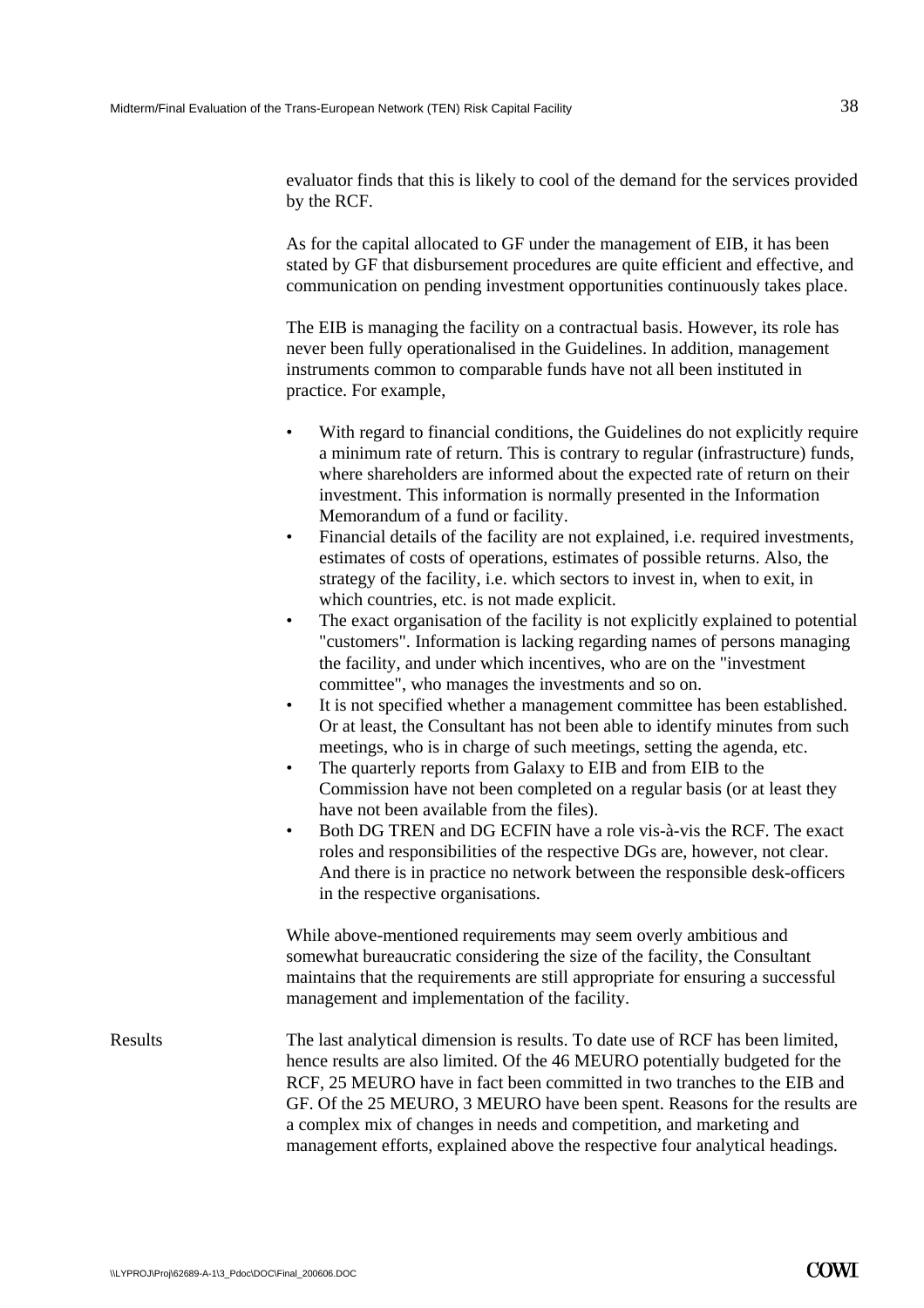evaluator finds that this is likely to cool of the demand for the services provided by the RCF.

As for the capital allocated to GF under the management of EIB, it has been stated by GF that disbursement procedures are quite efficient and effective, and communication on pending investment opportunities continuously takes place.

The EIB is managing the facility on a contractual basis. However, its role has never been fully operationalised in the Guidelines. In addition, management instruments common to comparable funds have not all been instituted in practice. For example,

- With regard to financial conditions, the Guidelines do not explicitly require a minimum rate of return. This is contrary to regular (infrastructure) funds, where shareholders are informed about the expected rate of return on their investment. This information is normally presented in the Information Memorandum of a fund or facility.
- Financial details of the facility are not explained, i.e. required investments, estimates of costs of operations, estimates of possible returns. Also, the strategy of the facility, i.e. which sectors to invest in, when to exit, in which countries, etc. is not made explicit.
- The exact organisation of the facility is not explicitly explained to potential "customers". Information is lacking regarding names of persons managing the facility, and under which incentives, who are on the "investment committee", who manages the investments and so on.
- It is not specified whether a management committee has been established. Or at least, the Consultant has not been able to identify minutes from such meetings, who is in charge of such meetings, setting the agenda, etc.
- The quarterly reports from Galaxy to EIB and from EIB to the Commission have not been completed on a regular basis (or at least they have not been available from the files).
- Both DG TREN and DG ECFIN have a role vis-à-vis the RCF. The exact roles and responsibilities of the respective DGs are, however, not clear. And there is in practice no network between the responsible desk-officers in the respective organisations.

While above-mentioned requirements may seem overly ambitious and somewhat bureaucratic considering the size of the facility, the Consultant maintains that the requirements are still appropriate for ensuring a successful management and implementation of the facility.

**Results**

The last analytical dimension is results. To date use of RCF has been limited, hence results are also limited. Of the 46 MEURO potentially budgeted for the RCF, 25 MEURO have in fact been committed in two tranches to the EIB and GF. Of the 25 MEURO, 3 MEURO have been spent. Reasons for the results are a complex mix of changes in needs and competition, and marketing and management efforts, explained above the respective four analytical headings.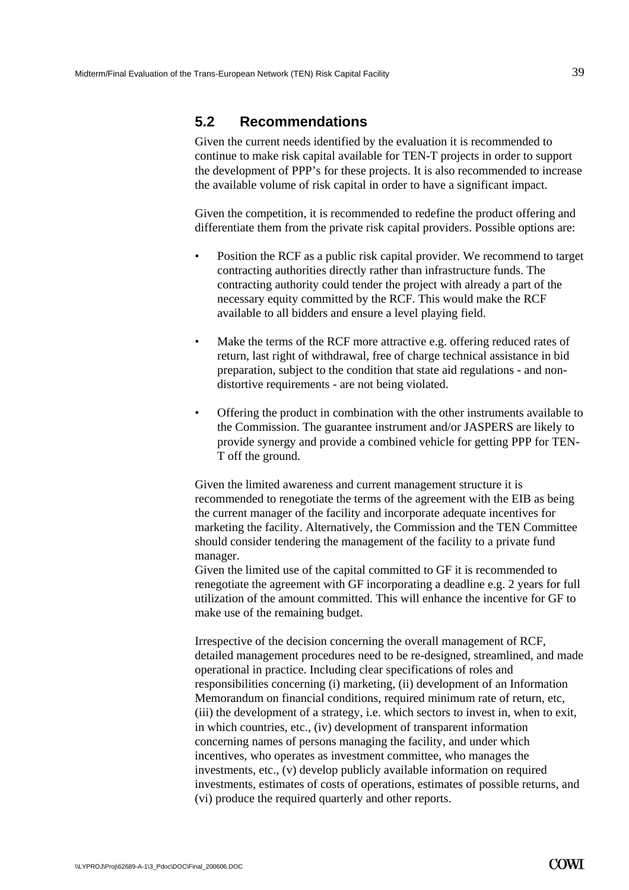## 5.2 Recommendations

Given the current needs identified by the evaluation it is recommended to continue to make risk capital available for TEN-T projects in order to support the development of PPP's for these projects. It is also recommended to increase the available volume of risk capital in order to have a significant impact.

Given the competition, it is recommended to redefine the product offering and differentiate them from the private risk capital providers. Possible options are:

- Position the RCF as a public risk capital provider. We recommend to target contracting authorities directly rather than infrastructure funds. The contracting authority could tender the project with already a part of the necessary equity committed by the RCF. This would make the RCF available to all bidders and ensure a level playing field.

- Make the terms of the RCF more attractive e.g. offering reduced rates of return, last right of withdrawal, free of charge technical assistance in bid preparation, subject to the condition that state aid regulations - and non-distortive requirements - are not being violated.

- Offering the product in combination with the other instruments available to the Commission. The guarantee instrument and/or JASPERS are likely to provide synergy and provide a combined vehicle for getting PPP for TEN-T off the ground.

Given the limited awareness and current management structure it is recommended to renegotiate the terms of the agreement with the EIB as being the current manager of the facility and incorporate adequate incentives for marketing the facility. Alternatively, the Commission and the TEN Committee should consider tendering the management of the facility to a private fund manager.
Given the limited use of the capital committed to GF it is recommended to renegotiate the agreement with GF incorporating a deadline e.g. 2 years for full utilization of the amount committed. This will enhance the incentive for GF to make use of the remaining budget.

Irrespective of the decision concerning the overall management of RCF, detailed management procedures need to be re-designed, streamlined, and made operational in practice. Including clear specifications of roles and responsibilities concerning (i) marketing, (ii) development of an Information Memorandum on financial conditions, required minimum rate of return, etc, (iii) the development of a strategy, i.e. which sectors to invest in, when to exit, in which countries, etc., (iv) development of transparent information concerning names of persons managing the facility, and under which incentives, who operates as investment committee, who manages the investments, etc., (v) develop publicly available information on required investments, estimates of costs of operations, estimates of possible returns, and (vi) produce the required quarterly and other reports.